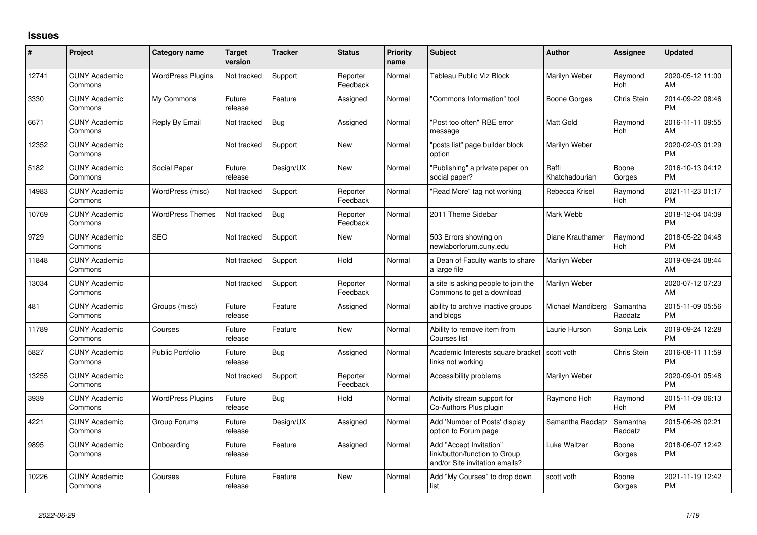# Issues

| # | Project | Category name | Target version | Tracker | Status | Priority name | Subject | Author | Assignee | Updated |
|---|---|---|---|---|---|---|---|---|---|---|
| 12741 | CUNY Academic Commons | WordPress Plugins | Not tracked | Support | Reporter Feedback | Normal | Tableau Public Viz Block | Marilyn Weber | Raymond Hoh | 2020-05-12 11:00 AM |
| 3330 | CUNY Academic Commons | My Commons | Future release | Feature | Assigned | Normal | "Commons Information" tool | Boone Gorges | Chris Stein | 2014-09-22 08:46 PM |
| 6671 | CUNY Academic Commons | Reply By Email | Not tracked | Bug | Assigned | Normal | "Post too often" RBE error message | Matt Gold | Raymond Hoh | 2016-11-11 09:55 AM |
| 12352 | CUNY Academic Commons | | Not tracked | Support | New | Normal | "posts list" page builder block option | Marilyn Weber | | 2020-02-03 01:29 PM |
| 5182 | CUNY Academic Commons | Social Paper | Future release | Design/UX | New | Normal | "Publishing" a private paper on social paper? | Raffi Khatchadourian | Boone Gorges | 2016-10-13 04:12 PM |
| 14983 | CUNY Academic Commons | WordPress (misc) | Not tracked | Support | Reporter Feedback | Normal | "Read More" tag not working | Rebecca Krisel | Raymond Hoh | 2021-11-23 01:17 PM |
| 10769 | CUNY Academic Commons | WordPress Themes | Not tracked | Bug | Reporter Feedback | Normal | 2011 Theme Sidebar | Mark Webb | | 2018-12-04 04:09 PM |
| 9729 | CUNY Academic Commons | SEO | Not tracked | Support | New | Normal | 503 Errors showing on newlaborforum.cuny.edu | Diane Krauthamer | Raymond Hoh | 2018-05-22 04:48 PM |
| 11848 | CUNY Academic Commons | | Not tracked | Support | Hold | Normal | a Dean of Faculty wants to share a large file | Marilyn Weber | | 2019-09-24 08:44 AM |
| 13034 | CUNY Academic Commons | | Not tracked | Support | Reporter Feedback | Normal | a site is asking people to join the Commons to get a download | Marilyn Weber | | 2020-07-12 07:23 AM |
| 481 | CUNY Academic Commons | Groups (misc) | Future release | Feature | Assigned | Normal | ability to archive inactive groups and blogs | Michael Mandiberg | Samantha Raddatz | 2015-11-09 05:56 PM |
| 11789 | CUNY Academic Commons | Courses | Future release | Feature | New | Normal | Ability to remove item from Courses list | Laurie Hurson | Sonja Leix | 2019-09-24 12:28 PM |
| 5827 | CUNY Academic Commons | Public Portfolio | Future release | Bug | Assigned | Normal | Academic Interests square bracket links not working | scott voth | Chris Stein | 2016-08-11 11:59 PM |
| 13255 | CUNY Academic Commons | | Not tracked | Support | Reporter Feedback | Normal | Accessibility problems | Marilyn Weber | | 2020-09-01 05:48 PM |
| 3939 | CUNY Academic Commons | WordPress Plugins | Future release | Bug | Hold | Normal | Activity stream support for Co-Authors Plus plugin | Raymond Hoh | Raymond Hoh | 2015-11-09 06:13 PM |
| 4221 | CUNY Academic Commons | Group Forums | Future release | Design/UX | Assigned | Normal | Add 'Number of Posts' display option to Forum page | Samantha Raddatz | Samantha Raddatz | 2015-06-26 02:21 PM |
| 9895 | CUNY Academic Commons | Onboarding | Future release | Feature | Assigned | Normal | Add "Accept Invitation" link/button/function to Group and/or Site invitation emails? | Luke Waltzer | Boone Gorges | 2018-06-07 12:42 PM |
| 10226 | CUNY Academic Commons | Courses | Future release | Feature | New | Normal | Add "My Courses" to drop down list | scott voth | Boone Gorges | 2021-11-19 12:42 PM |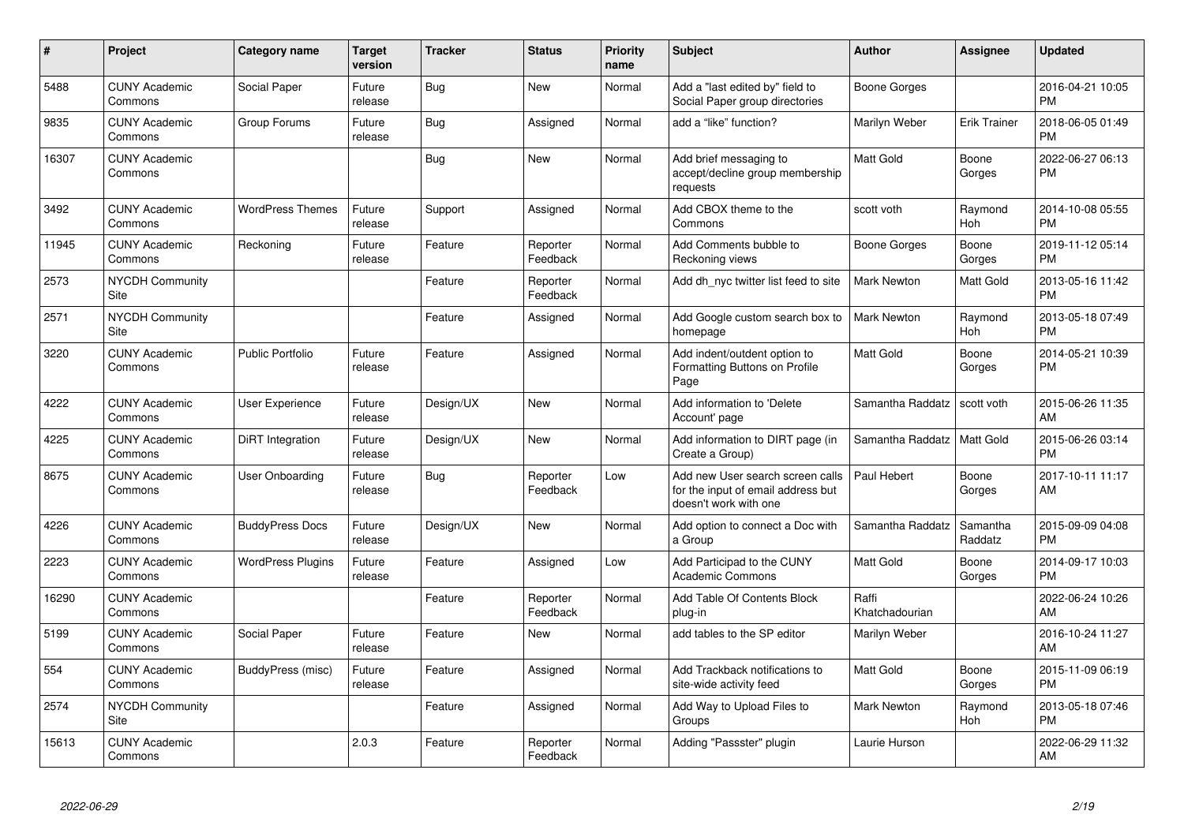| # | Project | Category name | Target version | Tracker | Status | Priority name | Subject | Author | Assignee | Updated |
|---|---|---|---|---|---|---|---|---|---|---|
| 5488 | CUNY Academic Commons | Social Paper | Future release | Bug | New | Normal | Add a "last edited by" field to Social Paper group directories | Boone Gorges | | 2016-04-21 10:05 PM |
| 9835 | CUNY Academic Commons | Group Forums | Future release | Bug | Assigned | Normal | add a "like" function? | Marilyn Weber | Erik Trainer | 2018-06-05 01:49 PM |
| 16307 | CUNY Academic Commons | | | Bug | New | Normal | Add brief messaging to accept/decline group membership requests | Matt Gold | Boone Gorges | 2022-06-27 06:13 PM |
| 3492 | CUNY Academic Commons | WordPress Themes | Future release | Support | Assigned | Normal | Add CBOX theme to the Commons | scott voth | Raymond Hoh | 2014-10-08 05:55 PM |
| 11945 | CUNY Academic Commons | Reckoning | Future release | Feature | Reporter Feedback | Normal | Add Comments bubble to Reckoning views | Boone Gorges | Boone Gorges | 2019-11-12 05:14 PM |
| 2573 | NYCDH Community Site | | | Feature | Reporter Feedback | Normal | Add dh_nyc twitter list feed to site | Mark Newton | Matt Gold | 2013-05-16 11:42 PM |
| 2571 | NYCDH Community Site | | | Feature | Assigned | Normal | Add Google custom search box to homepage | Mark Newton | Raymond Hoh | 2013-05-18 07:49 PM |
| 3220 | CUNY Academic Commons | Public Portfolio | Future release | Feature | Assigned | Normal | Add indent/outdent option to Formatting Buttons on Profile Page | Matt Gold | Boone Gorges | 2014-05-21 10:39 PM |
| 4222 | CUNY Academic Commons | User Experience | Future release | Design/UX | New | Normal | Add information to 'Delete Account' page | Samantha Raddatz | scott voth | 2015-06-26 11:35 AM |
| 4225 | CUNY Academic Commons | DiRT Integration | Future release | Design/UX | New | Normal | Add information to DIRT page (in Create a Group) | Samantha Raddatz | Matt Gold | 2015-06-26 03:14 PM |
| 8675 | CUNY Academic Commons | User Onboarding | Future release | Bug | Reporter Feedback | Low | Add new User search screen calls for the input of email address but doesn't work with one | Paul Hebert | Boone Gorges | 2017-10-11 11:17 AM |
| 4226 | CUNY Academic Commons | BuddyPress Docs | Future release | Design/UX | New | Normal | Add option to connect a Doc with a Group | Samantha Raddatz | Samantha Raddatz | 2015-09-09 04:08 PM |
| 2223 | CUNY Academic Commons | WordPress Plugins | Future release | Feature | Assigned | Low | Add Participad to the CUNY Academic Commons | Matt Gold | Boone Gorges | 2014-09-17 10:03 PM |
| 16290 | CUNY Academic Commons | | | Feature | Reporter Feedback | Normal | Add Table Of Contents Block plug-in | Raffi Khatchadourian | | 2022-06-24 10:26 AM |
| 5199 | CUNY Academic Commons | Social Paper | Future release | Feature | New | Normal | add tables to the SP editor | Marilyn Weber | | 2016-10-24 11:27 AM |
| 554 | CUNY Academic Commons | BuddyPress (misc) | Future release | Feature | Assigned | Normal | Add Trackback notifications to site-wide activity feed | Matt Gold | Boone Gorges | 2015-11-09 06:19 PM |
| 2574 | NYCDH Community Site | | | Feature | Assigned | Normal | Add Way to Upload Files to Groups | Mark Newton | Raymond Hoh | 2013-05-18 07:46 PM |
| 15613 | CUNY Academic Commons | | 2.0.3 | Feature | Reporter Feedback | Normal | Adding "Passster" plugin | Laurie Hurson | | 2022-06-29 11:32 AM |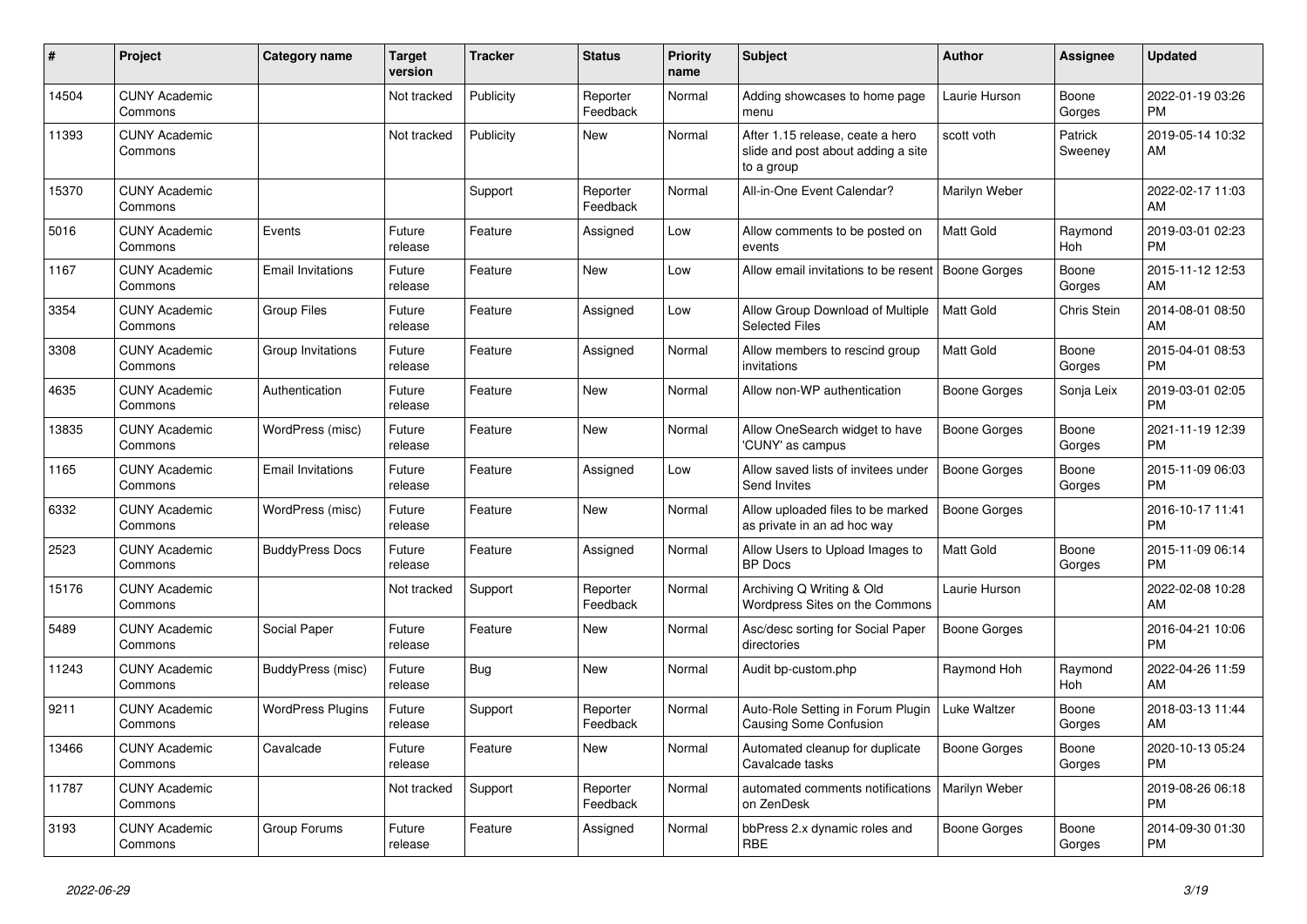| # | Project | Category name | Target version | Tracker | Status | Priority name | Subject | Author | Assignee | Updated |
|---|---|---|---|---|---|---|---|---|---|---|
| 14504 | CUNY Academic Commons | | Not tracked | Publicity | Reporter Feedback | Normal | Adding showcases to home page menu | Laurie Hurson | Boone Gorges | 2022-01-19 03:26 PM |
| 11393 | CUNY Academic Commons | | Not tracked | Publicity | New | Normal | After 1.15 release, ceate a hero slide and post about adding a site to a group | scott voth | Patrick Sweeney | 2019-05-14 10:32 AM |
| 15370 | CUNY Academic Commons | | | Support | Reporter Feedback | Normal | All-in-One Event Calendar? | Marilyn Weber | | 2022-02-17 11:03 AM |
| 5016 | CUNY Academic Commons | Events | Future release | Feature | Assigned | Low | Allow comments to be posted on events | Matt Gold | Raymond Hoh | 2019-03-01 02:23 PM |
| 1167 | CUNY Academic Commons | Email Invitations | Future release | Feature | New | Low | Allow email invitations to be resent | Boone Gorges | Boone Gorges | 2015-11-12 12:53 AM |
| 3354 | CUNY Academic Commons | Group Files | Future release | Feature | Assigned | Low | Allow Group Download of Multiple Selected Files | Matt Gold | Chris Stein | 2014-08-01 08:50 AM |
| 3308 | CUNY Academic Commons | Group Invitations | Future release | Feature | Assigned | Normal | Allow members to rescind group invitations | Matt Gold | Boone Gorges | 2015-04-01 08:53 PM |
| 4635 | CUNY Academic Commons | Authentication | Future release | Feature | New | Normal | Allow non-WP authentication | Boone Gorges | Sonja Leix | 2019-03-01 02:05 PM |
| 13835 | CUNY Academic Commons | WordPress (misc) | Future release | Feature | New | Normal | Allow OneSearch widget to have 'CUNY' as campus | Boone Gorges | Boone Gorges | 2021-11-19 12:39 PM |
| 1165 | CUNY Academic Commons | Email Invitations | Future release | Feature | Assigned | Low | Allow saved lists of invitees under Send Invites | Boone Gorges | Boone Gorges | 2015-11-09 06:03 PM |
| 6332 | CUNY Academic Commons | WordPress (misc) | Future release | Feature | New | Normal | Allow uploaded files to be marked as private in an ad hoc way | Boone Gorges | | 2016-10-17 11:41 PM |
| 2523 | CUNY Academic Commons | BuddyPress Docs | Future release | Feature | Assigned | Normal | Allow Users to Upload Images to BP Docs | Matt Gold | Boone Gorges | 2015-11-09 06:14 PM |
| 15176 | CUNY Academic Commons | | Not tracked | Support | Reporter Feedback | Normal | Archiving Q Writing & Old Wordpress Sites on the Commons | Laurie Hurson | | 2022-02-08 10:28 AM |
| 5489 | CUNY Academic Commons | Social Paper | Future release | Feature | New | Normal | Asc/desc sorting for Social Paper directories | Boone Gorges | | 2016-04-21 10:06 PM |
| 11243 | CUNY Academic Commons | BuddyPress (misc) | Future release | Bug | New | Normal | Audit bp-custom.php | Raymond Hoh | Raymond Hoh | 2022-04-26 11:59 AM |
| 9211 | CUNY Academic Commons | WordPress Plugins | Future release | Support | Reporter Feedback | Normal | Auto-Role Setting in Forum Plugin Causing Some Confusion | Luke Waltzer | Boone Gorges | 2018-03-13 11:44 AM |
| 13466 | CUNY Academic Commons | Cavalcade | Future release | Feature | New | Normal | Automated cleanup for duplicate Cavalcade tasks | Boone Gorges | Boone Gorges | 2020-10-13 05:24 PM |
| 11787 | CUNY Academic Commons | | Not tracked | Support | Reporter Feedback | Normal | automated comments notifications on ZenDesk | Marilyn Weber | | 2019-08-26 06:18 PM |
| 3193 | CUNY Academic Commons | Group Forums | Future release | Feature | Assigned | Normal | bbPress 2.x dynamic roles and RBE | Boone Gorges | Boone Gorges | 2014-09-30 01:30 PM |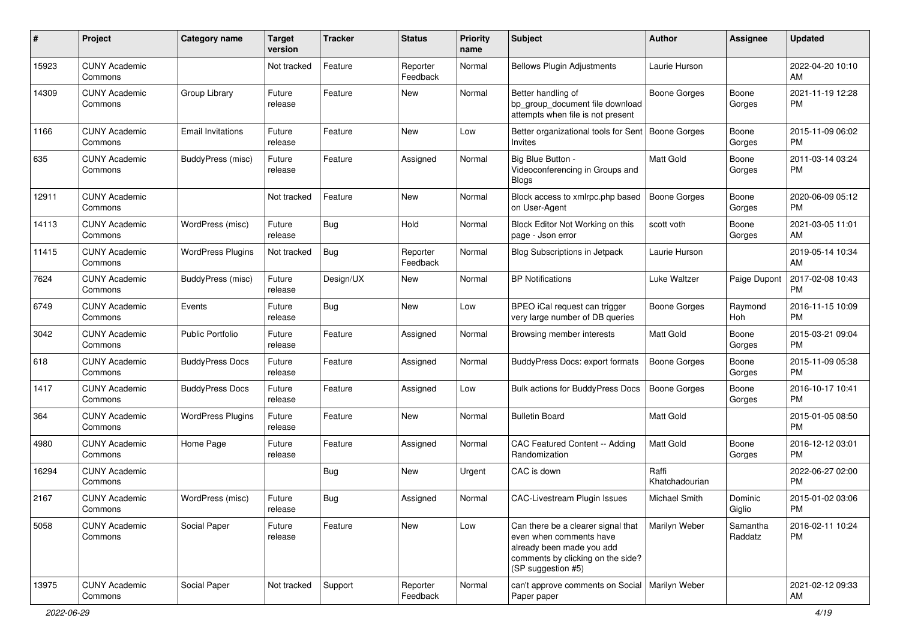| # | Project | Category name | Target version | Tracker | Status | Priority name | Subject | Author | Assignee | Updated |
|---|---|---|---|---|---|---|---|---|---|---|
| 15923 | CUNY Academic Commons | | Not tracked | Feature | Reporter Feedback | Normal | Bellows Plugin Adjustments | Laurie Hurson | | 2022-04-20 10:10 AM |
| 14309 | CUNY Academic Commons | Group Library | Future release | Feature | New | Normal | Better handling of bp_group_document file download attempts when file is not present | Boone Gorges | Boone Gorges | 2021-11-19 12:28 PM |
| 1166 | CUNY Academic Commons | Email Invitations | Future release | Feature | New | Low | Better organizational tools for Sent Invites | Boone Gorges | Boone Gorges | 2015-11-09 06:02 PM |
| 635 | CUNY Academic Commons | BuddyPress (misc) | Future release | Feature | Assigned | Normal | Big Blue Button - Videoconferencing in Groups and Blogs | Matt Gold | Boone Gorges | 2011-03-14 03:24 PM |
| 12911 | CUNY Academic Commons | | Not tracked | Feature | New | Normal | Block access to xmlrpc.php based on User-Agent | Boone Gorges | Boone Gorges | 2020-06-09 05:12 PM |
| 14113 | CUNY Academic Commons | WordPress (misc) | Future release | Bug | Hold | Normal | Block Editor Not Working on this page - Json error | scott voth | Boone Gorges | 2021-03-05 11:01 AM |
| 11415 | CUNY Academic Commons | WordPress Plugins | Not tracked | Bug | Reporter Feedback | Normal | Blog Subscriptions in Jetpack | Laurie Hurson | | 2019-05-14 10:34 AM |
| 7624 | CUNY Academic Commons | BuddyPress (misc) | Future release | Design/UX | New | Normal | BP Notifications | Luke Waltzer | Paige Dupont | 2017-02-08 10:43 PM |
| 6749 | CUNY Academic Commons | Events | Future release | Bug | New | Low | BPEO iCal request can trigger very large number of DB queries | Boone Gorges | Raymond Hoh | 2016-11-15 10:09 PM |
| 3042 | CUNY Academic Commons | Public Portfolio | Future release | Feature | Assigned | Normal | Browsing member interests | Matt Gold | Boone Gorges | 2015-03-21 09:04 PM |
| 618 | CUNY Academic Commons | BuddyPress Docs | Future release | Feature | Assigned | Normal | BuddyPress Docs: export formats | Boone Gorges | Boone Gorges | 2015-11-09 05:38 PM |
| 1417 | CUNY Academic Commons | BuddyPress Docs | Future release | Feature | Assigned | Low | Bulk actions for BuddyPress Docs | Boone Gorges | Boone Gorges | 2016-10-17 10:41 PM |
| 364 | CUNY Academic Commons | WordPress Plugins | Future release | Feature | New | Normal | Bulletin Board | Matt Gold | | 2015-01-05 08:50 PM |
| 4980 | CUNY Academic Commons | Home Page | Future release | Feature | Assigned | Normal | CAC Featured Content -- Adding Randomization | Matt Gold | Boone Gorges | 2016-12-12 03:01 PM |
| 16294 | CUNY Academic Commons | | | Bug | New | Urgent | CAC is down | Raffi Khatchadourian | | 2022-06-27 02:00 PM |
| 2167 | CUNY Academic Commons | WordPress (misc) | Future release | Bug | Assigned | Normal | CAC-Livestream Plugin Issues | Michael Smith | Dominic Giglio | 2015-01-02 03:06 PM |
| 5058 | CUNY Academic Commons | Social Paper | Future release | Feature | New | Low | Can there be a clearer signal that even when comments have already been made you add comments by clicking on the side? (SP suggestion #5) | Marilyn Weber | Samantha Raddatz | 2016-02-11 10:24 PM |
| 13975 | CUNY Academic Commons | Social Paper | Not tracked | Support | Reporter Feedback | Normal | can't approve comments on Social Paper paper | Marilyn Weber | | 2021-02-12 09:33 AM |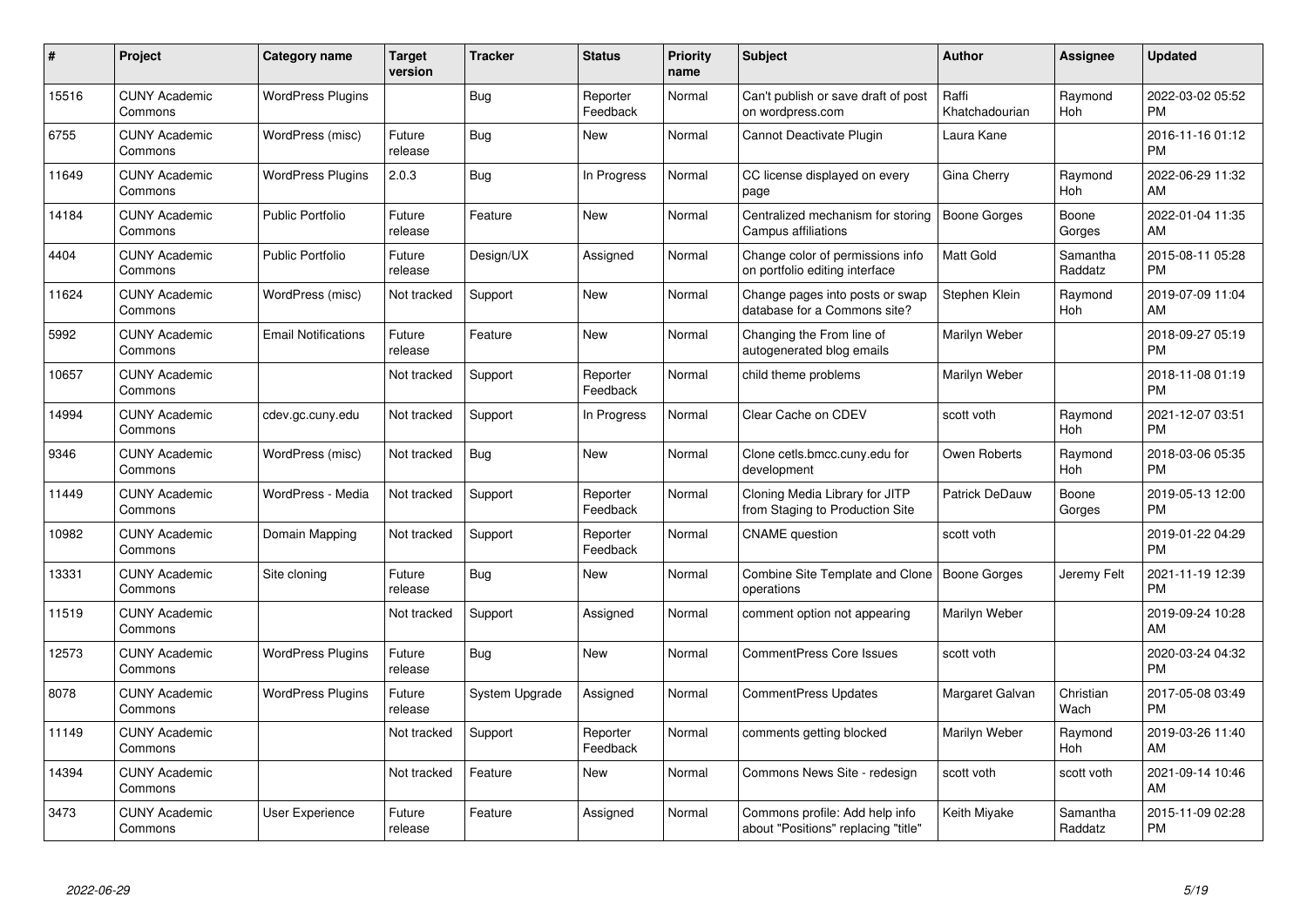| # | Project | Category name | Target version | Tracker | Status | Priority name | Subject | Author | Assignee | Updated |
|---|---|---|---|---|---|---|---|---|---|---|
| 15516 | CUNY Academic Commons | WordPress Plugins | | Bug | Reporter Feedback | Normal | Can't publish or save draft of post on wordpress.com | Raffi Khatchadourian | Raymond Hoh | 2022-03-02 05:52 PM |
| 6755 | CUNY Academic Commons | WordPress (misc) | Future release | Bug | New | Normal | Cannot Deactivate Plugin | Laura Kane | | 2016-11-16 01:12 PM |
| 11649 | CUNY Academic Commons | WordPress Plugins | 2.0.3 | Bug | In Progress | Normal | CC license displayed on every page | Gina Cherry | Raymond Hoh | 2022-06-29 11:32 AM |
| 14184 | CUNY Academic Commons | Public Portfolio | Future release | Feature | New | Normal | Centralized mechanism for storing Campus affiliations | Boone Gorges | Boone Gorges | 2022-01-04 11:35 AM |
| 4404 | CUNY Academic Commons | Public Portfolio | Future release | Design/UX | Assigned | Normal | Change color of permissions info on portfolio editing interface | Matt Gold | Samantha Raddatz | 2015-08-11 05:28 PM |
| 11624 | CUNY Academic Commons | WordPress (misc) | Not tracked | Support | New | Normal | Change pages into posts or swap database for a Commons site? | Stephen Klein | Raymond Hoh | 2019-07-09 11:04 AM |
| 5992 | CUNY Academic Commons | Email Notifications | Future release | Feature | New | Normal | Changing the From line of autogenerated blog emails | Marilyn Weber | | 2018-09-27 05:19 PM |
| 10657 | CUNY Academic Commons | | Not tracked | Support | Reporter Feedback | Normal | child theme problems | Marilyn Weber | | 2018-11-08 01:19 PM |
| 14994 | CUNY Academic Commons | cdev.gc.cuny.edu | Not tracked | Support | In Progress | Normal | Clear Cache on CDEV | scott voth | Raymond Hoh | 2021-12-07 03:51 PM |
| 9346 | CUNY Academic Commons | WordPress (misc) | Not tracked | Bug | New | Normal | Clone cetls.bmcc.cuny.edu for development | Owen Roberts | Raymond Hoh | 2018-03-06 05:35 PM |
| 11449 | CUNY Academic Commons | WordPress - Media | Not tracked | Support | Reporter Feedback | Normal | Cloning Media Library for JITP from Staging to Production Site | Patrick DeDauw | Boone Gorges | 2019-05-13 12:00 PM |
| 10982 | CUNY Academic Commons | Domain Mapping | Not tracked | Support | Reporter Feedback | Normal | CNAME question | scott voth | | 2019-01-22 04:29 PM |
| 13331 | CUNY Academic Commons | Site cloning | Future release | Bug | New | Normal | Combine Site Template and Clone operations | Boone Gorges | Jeremy Felt | 2021-11-19 12:39 PM |
| 11519 | CUNY Academic Commons | | Not tracked | Support | Assigned | Normal | comment option not appearing | Marilyn Weber | | 2019-09-24 10:28 AM |
| 12573 | CUNY Academic Commons | WordPress Plugins | Future release | Bug | New | Normal | CommentPress Core Issues | scott voth | | 2020-03-24 04:32 PM |
| 8078 | CUNY Academic Commons | WordPress Plugins | Future release | System Upgrade | Assigned | Normal | CommentPress Updates | Margaret Galvan | Christian Wach | 2017-05-08 03:49 PM |
| 11149 | CUNY Academic Commons | | Not tracked | Support | Reporter Feedback | Normal | comments getting blocked | Marilyn Weber | Raymond Hoh | 2019-03-26 11:40 AM |
| 14394 | CUNY Academic Commons | | Not tracked | Feature | New | Normal | Commons News Site - redesign | scott voth | scott voth | 2021-09-14 10:46 AM |
| 3473 | CUNY Academic Commons | User Experience | Future release | Feature | Assigned | Normal | Commons profile: Add help info about "Positions" replacing "title" | Keith Miyake | Samantha Raddatz | 2015-11-09 02:28 PM |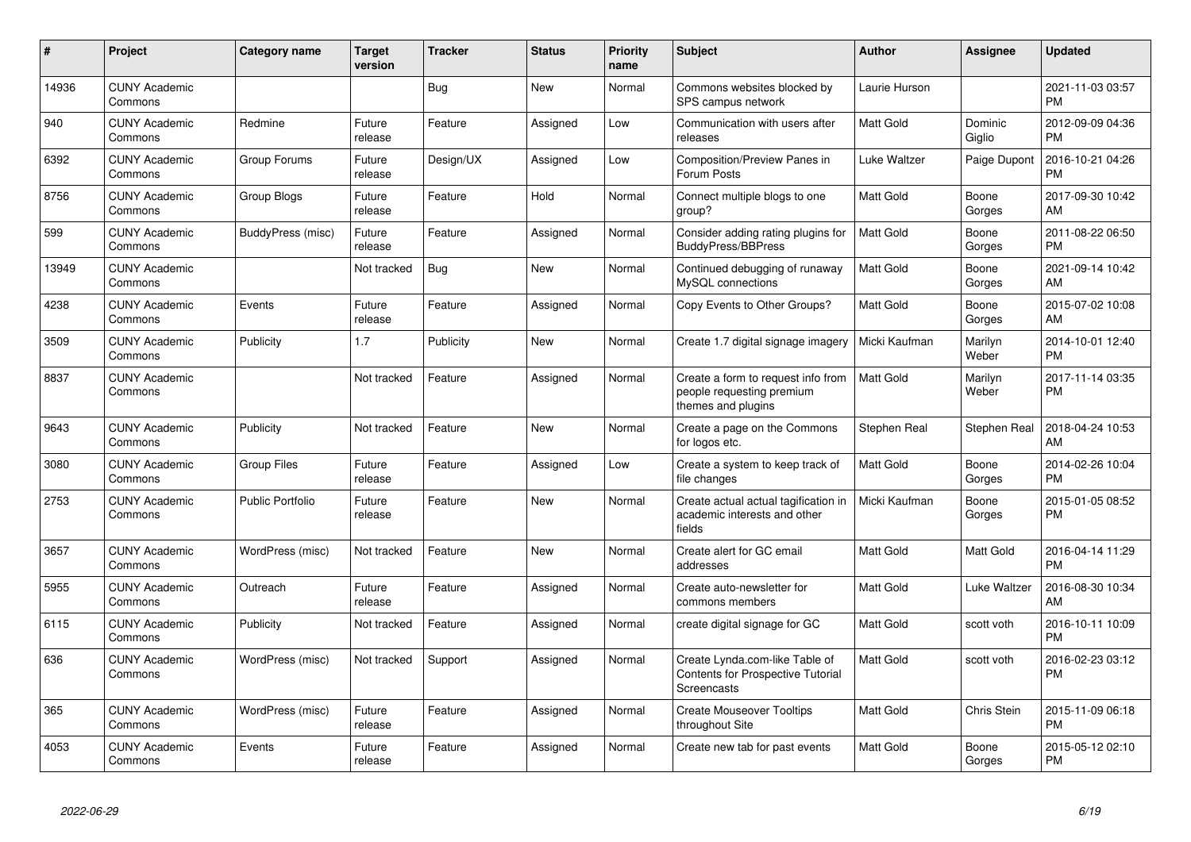| # | Project | Category name | Target version | Tracker | Status | Priority name | Subject | Author | Assignee | Updated |
|---|---|---|---|---|---|---|---|---|---|---|
| 14936 | CUNY Academic Commons | | | Bug | New | Normal | Commons websites blocked by SPS campus network | Laurie Hurson | | 2021-11-03 03:57 PM |
| 940 | CUNY Academic Commons | Redmine | Future release | Feature | Assigned | Low | Communication with users after releases | Matt Gold | Dominic Giglio | 2012-09-09 04:36 PM |
| 6392 | CUNY Academic Commons | Group Forums | Future release | Design/UX | Assigned | Low | Composition/Preview Panes in Forum Posts | Luke Waltzer | Paige Dupont | 2016-10-21 04:26 PM |
| 8756 | CUNY Academic Commons | Group Blogs | Future release | Feature | Hold | Normal | Connect multiple blogs to one group? | Matt Gold | Boone Gorges | 2017-09-30 10:42 AM |
| 599 | CUNY Academic Commons | BuddyPress (misc) | Future release | Feature | Assigned | Normal | Consider adding rating plugins for BuddyPress/BBPress | Matt Gold | Boone Gorges | 2011-08-22 06:50 PM |
| 13949 | CUNY Academic Commons | | Not tracked | Bug | New | Normal | Continued debugging of runaway MySQL connections | Matt Gold | Boone Gorges | 2021-09-14 10:42 AM |
| 4238 | CUNY Academic Commons | Events | Future release | Feature | Assigned | Normal | Copy Events to Other Groups? | Matt Gold | Boone Gorges | 2015-07-02 10:08 AM |
| 3509 | CUNY Academic Commons | Publicity | 1.7 | Publicity | New | Normal | Create 1.7 digital signage imagery | Micki Kaufman | Marilyn Weber | 2014-10-01 12:40 PM |
| 8837 | CUNY Academic Commons | | Not tracked | Feature | Assigned | Normal | Create a form to request info from people requesting premium themes and plugins | Matt Gold | Marilyn Weber | 2017-11-14 03:35 PM |
| 9643 | CUNY Academic Commons | Publicity | Not tracked | Feature | New | Normal | Create a page on the Commons for logos etc. | Stephen Real | Stephen Real | 2018-04-24 10:53 AM |
| 3080 | CUNY Academic Commons | Group Files | Future release | Feature | Assigned | Low | Create a system to keep track of file changes | Matt Gold | Boone Gorges | 2014-02-26 10:04 PM |
| 2753 | CUNY Academic Commons | Public Portfolio | Future release | Feature | New | Normal | Create actual actual tagification in academic interests and other fields | Micki Kaufman | Boone Gorges | 2015-01-05 08:52 PM |
| 3657 | CUNY Academic Commons | WordPress (misc) | Not tracked | Feature | New | Normal | Create alert for GC email addresses | Matt Gold | Matt Gold | 2016-04-14 11:29 PM |
| 5955 | CUNY Academic Commons | Outreach | Future release | Feature | Assigned | Normal | Create auto-newsletter for commons members | Matt Gold | Luke Waltzer | 2016-08-30 10:34 AM |
| 6115 | CUNY Academic Commons | Publicity | Not tracked | Feature | Assigned | Normal | create digital signage for GC | Matt Gold | scott voth | 2016-10-11 10:09 PM |
| 636 | CUNY Academic Commons | WordPress (misc) | Not tracked | Support | Assigned | Normal | Create Lynda.com-like Table of Contents for Prospective Tutorial Screencasts | Matt Gold | scott voth | 2016-02-23 03:12 PM |
| 365 | CUNY Academic Commons | WordPress (misc) | Future release | Feature | Assigned | Normal | Create Mouseover Tooltips throughout Site | Matt Gold | Chris Stein | 2015-11-09 06:18 PM |
| 4053 | CUNY Academic Commons | Events | Future release | Feature | Assigned | Normal | Create new tab for past events | Matt Gold | Boone Gorges | 2015-05-12 02:10 PM |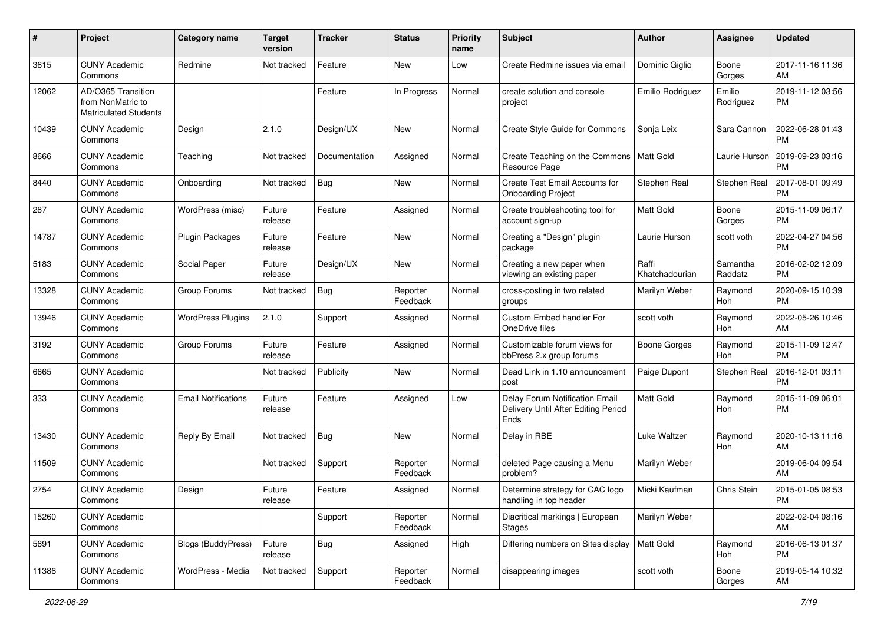| # | Project | Category name | Target version | Tracker | Status | Priority name | Subject | Author | Assignee | Updated |
|---|---|---|---|---|---|---|---|---|---|---|
| 3615 | CUNY Academic Commons | Redmine | Not tracked | Feature | New | Low | Create Redmine issues via email | Dominic Giglio | Boone Gorges | 2017-11-16 11:36 AM |
| 12062 | AD/O365 Transition from NonMatric to Matriculated Students | | | Feature | In Progress | Normal | create solution and console project | Emilio Rodriguez | Emilio Rodriguez | 2019-11-12 03:56 PM |
| 10439 | CUNY Academic Commons | Design | 2.1.0 | Design/UX | New | Normal | Create Style Guide for Commons | Sonja Leix | Sara Cannon | 2022-06-28 01:43 PM |
| 8666 | CUNY Academic Commons | Teaching | Not tracked | Documentation | Assigned | Normal | Create Teaching on the Commons Resource Page | Matt Gold | Laurie Hurson | 2019-09-23 03:16 PM |
| 8440 | CUNY Academic Commons | Onboarding | Not tracked | Bug | New | Normal | Create Test Email Accounts for Onboarding Project | Stephen Real | Stephen Real | 2017-08-01 09:49 PM |
| 287 | CUNY Academic Commons | WordPress (misc) | Future release | Feature | Assigned | Normal | Create troubleshooting tool for account sign-up | Matt Gold | Boone Gorges | 2015-11-09 06:17 PM |
| 14787 | CUNY Academic Commons | Plugin Packages | Future release | Feature | New | Normal | Creating a "Design" plugin package | Laurie Hurson | scott voth | 2022-04-27 04:56 PM |
| 5183 | CUNY Academic Commons | Social Paper | Future release | Design/UX | New | Normal | Creating a new paper when viewing an existing paper | Raffi Khatchadourian | Samantha Raddatz | 2016-02-02 12:09 PM |
| 13328 | CUNY Academic Commons | Group Forums | Not tracked | Bug | Reporter Feedback | Normal | cross-posting in two related groups | Marilyn Weber | Raymond Hoh | 2020-09-15 10:39 PM |
| 13946 | CUNY Academic Commons | WordPress Plugins | 2.1.0 | Support | Assigned | Normal | Custom Embed handler For OneDrive files | scott voth | Raymond Hoh | 2022-05-26 10:46 AM |
| 3192 | CUNY Academic Commons | Group Forums | Future release | Feature | Assigned | Normal | Customizable forum views for bbPress 2.x group forums | Boone Gorges | Raymond Hoh | 2015-11-09 12:47 PM |
| 6665 | CUNY Academic Commons | | Not tracked | Publicity | New | Normal | Dead Link in 1.10 announcement post | Paige Dupont | Stephen Real | 2016-12-01 03:11 PM |
| 333 | CUNY Academic Commons | Email Notifications | Future release | Feature | Assigned | Low | Delay Forum Notification Email Delivery Until After Editing Period Ends | Matt Gold | Raymond Hoh | 2015-11-09 06:01 PM |
| 13430 | CUNY Academic Commons | Reply By Email | Not tracked | Bug | New | Normal | Delay in RBE | Luke Waltzer | Raymond Hoh | 2020-10-13 11:16 AM |
| 11509 | CUNY Academic Commons | | Not tracked | Support | Reporter Feedback | Normal | deleted Page causing a Menu problem? | Marilyn Weber | | 2019-06-04 09:54 AM |
| 2754 | CUNY Academic Commons | Design | Future release | Feature | Assigned | Normal | Determine strategy for CAC logo handling in top header | Micki Kaufman | Chris Stein | 2015-01-05 08:53 PM |
| 15260 | CUNY Academic Commons | | | Support | Reporter Feedback | Normal | Diacritical markings \| European Stages | Marilyn Weber | | 2022-02-04 08:16 AM |
| 5691 | CUNY Academic Commons | Blogs (BuddyPress) | Future release | Bug | Assigned | High | Differing numbers on Sites display | Matt Gold | Raymond Hoh | 2016-06-13 01:37 PM |
| 11386 | CUNY Academic Commons | WordPress - Media | Not tracked | Support | Reporter Feedback | Normal | disappearing images | scott voth | Boone Gorges | 2019-05-14 10:32 AM |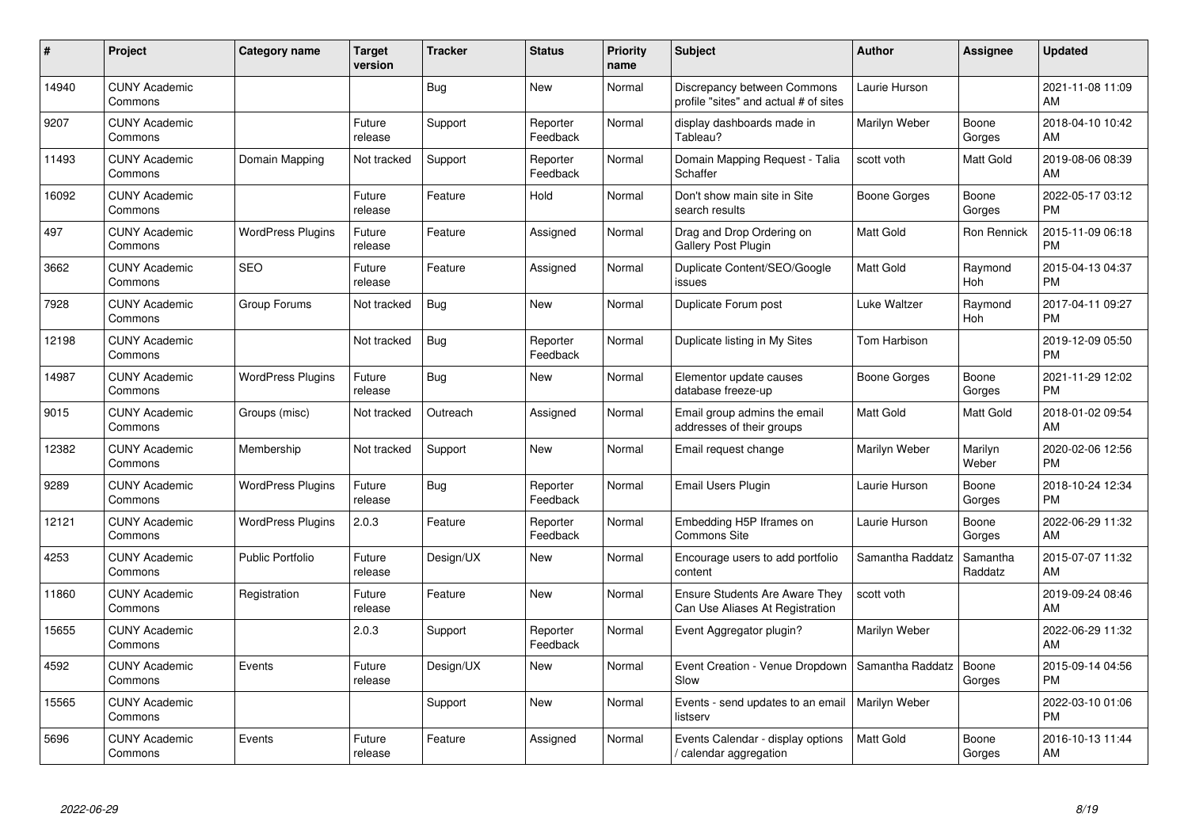| # | Project | Category name | Target version | Tracker | Status | Priority name | Subject | Author | Assignee | Updated |
|---|---|---|---|---|---|---|---|---|---|---|
| 14940 | CUNY Academic Commons | | | Bug | New | Normal | Discrepancy between Commons profile "sites" and actual # of sites | Laurie Hurson | | 2021-11-08 11:09 AM |
| 9207 | CUNY Academic Commons | | Future release | Support | Reporter Feedback | Normal | display dashboards made in Tableau? | Marilyn Weber | Boone Gorges | 2018-04-10 10:42 AM |
| 11493 | CUNY Academic Commons | Domain Mapping | Not tracked | Support | Reporter Feedback | Normal | Domain Mapping Request - Talia Schaffer | scott voth | Matt Gold | 2019-08-06 08:39 AM |
| 16092 | CUNY Academic Commons | | Future release | Feature | Hold | Normal | Don't show main site in Site search results | Boone Gorges | Boone Gorges | 2022-05-17 03:12 PM |
| 497 | CUNY Academic Commons | WordPress Plugins | Future release | Feature | Assigned | Normal | Drag and Drop Ordering on Gallery Post Plugin | Matt Gold | Ron Rennick | 2015-11-09 06:18 PM |
| 3662 | CUNY Academic Commons | SEO | Future release | Feature | Assigned | Normal | Duplicate Content/SEO/Google issues | Matt Gold | Raymond Hoh | 2015-04-13 04:37 PM |
| 7928 | CUNY Academic Commons | Group Forums | Not tracked | Bug | New | Normal | Duplicate Forum post | Luke Waltzer | Raymond Hoh | 2017-04-11 09:27 PM |
| 12198 | CUNY Academic Commons | | Not tracked | Bug | Reporter Feedback | Normal | Duplicate listing in My Sites | Tom Harbison | | 2019-12-09 05:50 PM |
| 14987 | CUNY Academic Commons | WordPress Plugins | Future release | Bug | New | Normal | Elementor update causes database freeze-up | Boone Gorges | Boone Gorges | 2021-11-29 12:02 PM |
| 9015 | CUNY Academic Commons | Groups (misc) | Not tracked | Outreach | Assigned | Normal | Email group admins the email addresses of their groups | Matt Gold | Matt Gold | 2018-01-02 09:54 AM |
| 12382 | CUNY Academic Commons | Membership | Not tracked | Support | New | Normal | Email request change | Marilyn Weber | Marilyn Weber | 2020-02-06 12:56 PM |
| 9289 | CUNY Academic Commons | WordPress Plugins | Future release | Bug | Reporter Feedback | Normal | Email Users Plugin | Laurie Hurson | Boone Gorges | 2018-10-24 12:34 PM |
| 12121 | CUNY Academic Commons | WordPress Plugins | 2.0.3 | Feature | Reporter Feedback | Normal | Embedding H5P Iframes on Commons Site | Laurie Hurson | Boone Gorges | 2022-06-29 11:32 AM |
| 4253 | CUNY Academic Commons | Public Portfolio | Future release | Design/UX | New | Normal | Encourage users to add portfolio content | Samantha Raddatz | Samantha Raddatz | 2015-07-07 11:32 AM |
| 11860 | CUNY Academic Commons | Registration | Future release | Feature | New | Normal | Ensure Students Are Aware They Can Use Aliases At Registration | scott voth | | 2019-09-24 08:46 AM |
| 15655 | CUNY Academic Commons | | 2.0.3 | Support | Reporter Feedback | Normal | Event Aggregator plugin? | Marilyn Weber | | 2022-06-29 11:32 AM |
| 4592 | CUNY Academic Commons | Events | Future release | Design/UX | New | Normal | Event Creation - Venue Dropdown Slow | Samantha Raddatz | Boone Gorges | 2015-09-14 04:56 PM |
| 15565 | CUNY Academic Commons | | | Support | New | Normal | Events - send updates to an email listserv | Marilyn Weber | | 2022-03-10 01:06 PM |
| 5696 | CUNY Academic Commons | Events | Future release | Feature | Assigned | Normal | Events Calendar - display options / calendar aggregation | Matt Gold | Boone Gorges | 2016-10-13 11:44 AM |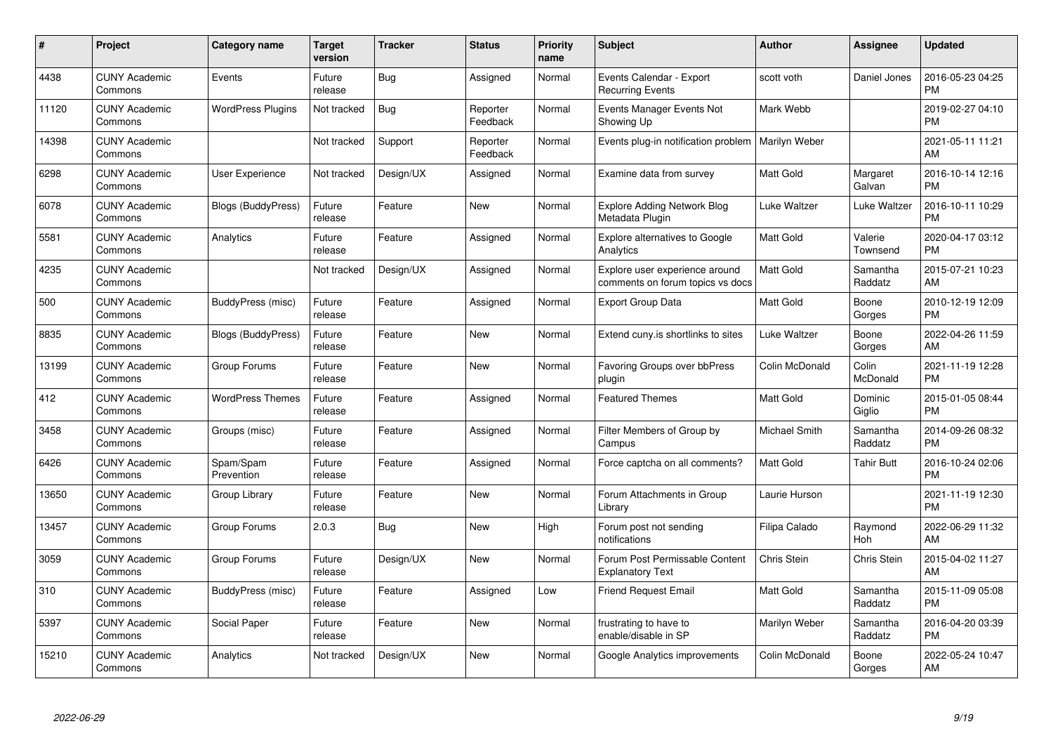| # | Project | Category name | Target version | Tracker | Status | Priority name | Subject | Author | Assignee | Updated |
|---|---|---|---|---|---|---|---|---|---|---|
| 4438 | CUNY Academic Commons | Events | Future release | Bug | Assigned | Normal | Events Calendar - Export Recurring Events | scott voth | Daniel Jones | 2016-05-23 04:25 PM |
| 11120 | CUNY Academic Commons | WordPress Plugins | Not tracked | Bug | Reporter Feedback | Normal | Events Manager Events Not Showing Up | Mark Webb | | 2019-02-27 04:10 PM |
| 14398 | CUNY Academic Commons | | Not tracked | Support | Reporter Feedback | Normal | Events plug-in notification problem | Marilyn Weber | | 2021-05-11 11:21 AM |
| 6298 | CUNY Academic Commons | User Experience | Not tracked | Design/UX | Assigned | Normal | Examine data from survey | Matt Gold | Margaret Galvan | 2016-10-14 12:16 PM |
| 6078 | CUNY Academic Commons | Blogs (BuddyPress) | Future release | Feature | New | Normal | Explore Adding Network Blog Metadata Plugin | Luke Waltzer | Luke Waltzer | 2016-10-11 10:29 PM |
| 5581 | CUNY Academic Commons | Analytics | Future release | Feature | Assigned | Normal | Explore alternatives to Google Analytics | Matt Gold | Valerie Townsend | 2020-04-17 03:12 PM |
| 4235 | CUNY Academic Commons | | Not tracked | Design/UX | Assigned | Normal | Explore user experience around comments on forum topics vs docs | Matt Gold | Samantha Raddatz | 2015-07-21 10:23 AM |
| 500 | CUNY Academic Commons | BuddyPress (misc) | Future release | Feature | Assigned | Normal | Export Group Data | Matt Gold | Boone Gorges | 2010-12-19 12:09 PM |
| 8835 | CUNY Academic Commons | Blogs (BuddyPress) | Future release | Feature | New | Normal | Extend cuny.is shortlinks to sites | Luke Waltzer | Boone Gorges | 2022-04-26 11:59 AM |
| 13199 | CUNY Academic Commons | Group Forums | Future release | Feature | New | Normal | Favoring Groups over bbPress plugin | Colin McDonald | Colin McDonald | 2021-11-19 12:28 PM |
| 412 | CUNY Academic Commons | WordPress Themes | Future release | Feature | Assigned | Normal | Featured Themes | Matt Gold | Dominic Giglio | 2015-01-05 08:44 PM |
| 3458 | CUNY Academic Commons | Groups (misc) | Future release | Feature | Assigned | Normal | Filter Members of Group by Campus | Michael Smith | Samantha Raddatz | 2014-09-26 08:32 PM |
| 6426 | CUNY Academic Commons | Spam/Spam Prevention | Future release | Feature | Assigned | Normal | Force captcha on all comments? | Matt Gold | Tahir Butt | 2016-10-24 02:06 PM |
| 13650 | CUNY Academic Commons | Group Library | Future release | Feature | New | Normal | Forum Attachments in Group Library | Laurie Hurson | | 2021-11-19 12:30 PM |
| 13457 | CUNY Academic Commons | Group Forums | 2.0.3 | Bug | New | High | Forum post not sending notifications | Filipa Calado | Raymond Hoh | 2022-06-29 11:32 AM |
| 3059 | CUNY Academic Commons | Group Forums | Future release | Design/UX | New | Normal | Forum Post Permissable Content Explanatory Text | Chris Stein | Chris Stein | 2015-04-02 11:27 AM |
| 310 | CUNY Academic Commons | BuddyPress (misc) | Future release | Feature | Assigned | Low | Friend Request Email | Matt Gold | Samantha Raddatz | 2015-11-09 05:08 PM |
| 5397 | CUNY Academic Commons | Social Paper | Future release | Feature | New | Normal | frustrating to have to enable/disable in SP | Marilyn Weber | Samantha Raddatz | 2016-04-20 03:39 PM |
| 15210 | CUNY Academic Commons | Analytics | Not tracked | Design/UX | New | Normal | Google Analytics improvements | Colin McDonald | Boone Gorges | 2022-05-24 10:47 AM |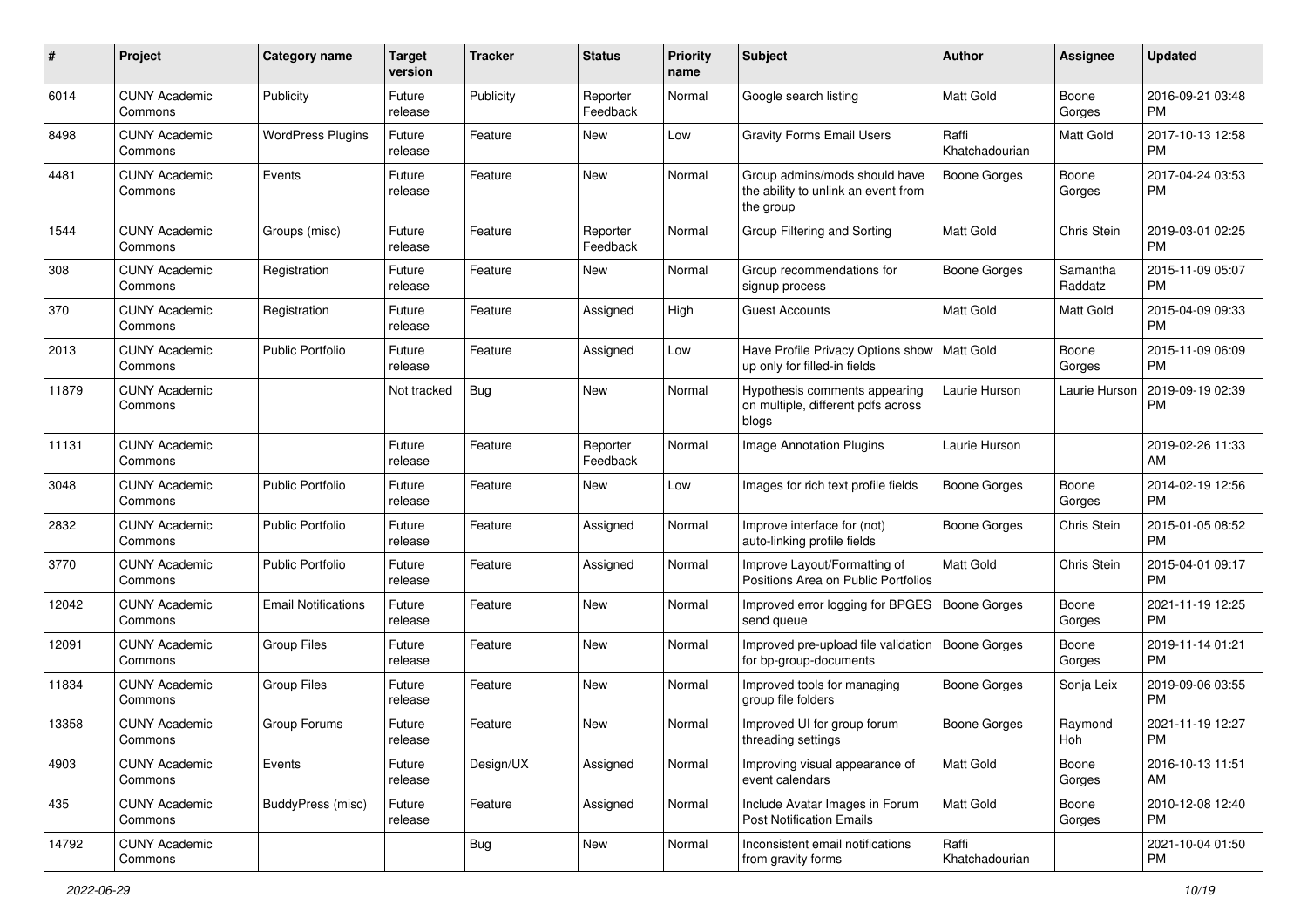| # | Project | Category name | Target version | Tracker | Status | Priority name | Subject | Author | Assignee | Updated |
|---|---|---|---|---|---|---|---|---|---|---|
| 6014 | CUNY Academic Commons | Publicity | Future release | Publicity | Reporter Feedback | Normal | Google search listing | Matt Gold | Boone Gorges | 2016-09-21 03:48 PM |
| 8498 | CUNY Academic Commons | WordPress Plugins | Future release | Feature | New | Low | Gravity Forms Email Users | Raffi Khatchadourian | Matt Gold | 2017-10-13 12:58 PM |
| 4481 | CUNY Academic Commons | Events | Future release | Feature | New | Normal | Group admins/mods should have the ability to unlink an event from the group | Boone Gorges | Boone Gorges | 2017-04-24 03:53 PM |
| 1544 | CUNY Academic Commons | Groups (misc) | Future release | Feature | Reporter Feedback | Normal | Group Filtering and Sorting | Matt Gold | Chris Stein | 2019-03-01 02:25 PM |
| 308 | CUNY Academic Commons | Registration | Future release | Feature | New | Normal | Group recommendations for signup process | Boone Gorges | Samantha Raddatz | 2015-11-09 05:07 PM |
| 370 | CUNY Academic Commons | Registration | Future release | Feature | Assigned | High | Guest Accounts | Matt Gold | Matt Gold | 2015-04-09 09:33 PM |
| 2013 | CUNY Academic Commons | Public Portfolio | Future release | Feature | Assigned | Low | Have Profile Privacy Options show up only for filled-in fields | Matt Gold | Boone Gorges | 2015-11-09 06:09 PM |
| 11879 | CUNY Academic Commons | | Not tracked | Bug | New | Normal | Hypothesis comments appearing on multiple, different pdfs across blogs | Laurie Hurson | Laurie Hurson | 2019-09-19 02:39 PM |
| 11131 | CUNY Academic Commons | | Future release | Feature | Reporter Feedback | Normal | Image Annotation Plugins | Laurie Hurson | | 2019-02-26 11:33 AM |
| 3048 | CUNY Academic Commons | Public Portfolio | Future release | Feature | New | Low | Images for rich text profile fields | Boone Gorges | Boone Gorges | 2014-02-19 12:56 PM |
| 2832 | CUNY Academic Commons | Public Portfolio | Future release | Feature | Assigned | Normal | Improve interface for (not) auto-linking profile fields | Boone Gorges | Chris Stein | 2015-01-05 08:52 PM |
| 3770 | CUNY Academic Commons | Public Portfolio | Future release | Feature | Assigned | Normal | Improve Layout/Formatting of Positions Area on Public Portfolios | Matt Gold | Chris Stein | 2015-04-01 09:17 PM |
| 12042 | CUNY Academic Commons | Email Notifications | Future release | Feature | New | Normal | Improved error logging for BPGES send queue | Boone Gorges | Boone Gorges | 2021-11-19 12:25 PM |
| 12091 | CUNY Academic Commons | Group Files | Future release | Feature | New | Normal | Improved pre-upload file validation for bp-group-documents | Boone Gorges | Boone Gorges | 2019-11-14 01:21 PM |
| 11834 | CUNY Academic Commons | Group Files | Future release | Feature | New | Normal | Improved tools for managing group file folders | Boone Gorges | Sonja Leix | 2019-09-06 03:55 PM |
| 13358 | CUNY Academic Commons | Group Forums | Future release | Feature | New | Normal | Improved UI for group forum threading settings | Boone Gorges | Raymond Hoh | 2021-11-19 12:27 PM |
| 4903 | CUNY Academic Commons | Events | Future release | Design/UX | Assigned | Normal | Improving visual appearance of event calendars | Matt Gold | Boone Gorges | 2016-10-13 11:51 AM |
| 435 | CUNY Academic Commons | BuddyPress (misc) | Future release | Feature | Assigned | Normal | Include Avatar Images in Forum Post Notification Emails | Matt Gold | Boone Gorges | 2010-12-08 12:40 PM |
| 14792 | CUNY Academic Commons | | | Bug | New | Normal | Inconsistent email notifications from gravity forms | Raffi Khatchadourian | | 2021-10-04 01:50 PM |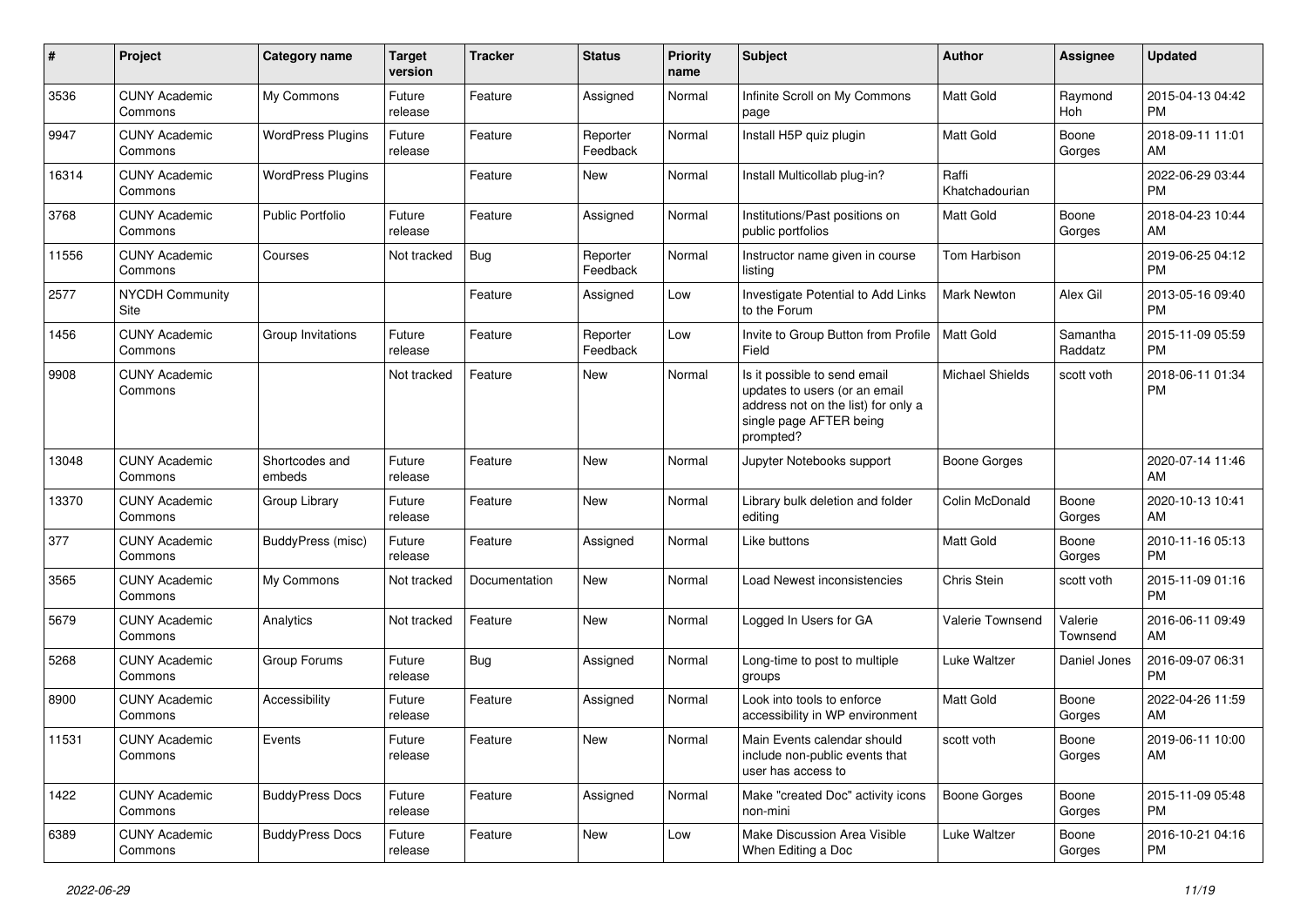| # | Project | Category name | Target version | Tracker | Status | Priority name | Subject | Author | Assignee | Updated |
|---|---|---|---|---|---|---|---|---|---|---|
| 3536 | CUNY Academic Commons | My Commons | Future release | Feature | Assigned | Normal | Infinite Scroll on My Commons page | Matt Gold | Raymond Hoh | 2015-04-13 04:42 PM |
| 9947 | CUNY Academic Commons | WordPress Plugins | Future release | Feature | Reporter Feedback | Normal | Install H5P quiz plugin | Matt Gold | Boone Gorges | 2018-09-11 11:01 AM |
| 16314 | CUNY Academic Commons | WordPress Plugins | | Feature | New | Normal | Install Multicollab plug-in? | Raffi Khatchadourian | | 2022-06-29 03:44 PM |
| 3768 | CUNY Academic Commons | Public Portfolio | Future release | Feature | Assigned | Normal | Institutions/Past positions on public portfolios | Matt Gold | Boone Gorges | 2018-04-23 10:44 AM |
| 11556 | CUNY Academic Commons | Courses | Not tracked | Bug | Reporter Feedback | Normal | Instructor name given in course listing | Tom Harbison | | 2019-06-25 04:12 PM |
| 2577 | NYCDH Community Site | | | Feature | Assigned | Low | Investigate Potential to Add Links to the Forum | Mark Newton | Alex Gil | 2013-05-16 09:40 PM |
| 1456 | CUNY Academic Commons | Group Invitations | Future release | Feature | Reporter Feedback | Low | Invite to Group Button from Profile Field | Matt Gold | Samantha Raddatz | 2015-11-09 05:59 PM |
| 9908 | CUNY Academic Commons | | Not tracked | Feature | New | Normal | Is it possible to send email updates to users (or an email address not on the list) for only a single page AFTER being prompted? | Michael Shields | scott voth | 2018-06-11 01:34 PM |
| 13048 | CUNY Academic Commons | Shortcodes and embeds | Future release | Feature | New | Normal | Jupyter Notebooks support | Boone Gorges | | 2020-07-14 11:46 AM |
| 13370 | CUNY Academic Commons | Group Library | Future release | Feature | New | Normal | Library bulk deletion and folder editing | Colin McDonald | Boone Gorges | 2020-10-13 10:41 AM |
| 377 | CUNY Academic Commons | BuddyPress (misc) | Future release | Feature | Assigned | Normal | Like buttons | Matt Gold | Boone Gorges | 2010-11-16 05:13 PM |
| 3565 | CUNY Academic Commons | My Commons | Not tracked | Documentation | New | Normal | Load Newest inconsistencies | Chris Stein | scott voth | 2015-11-09 01:16 PM |
| 5679 | CUNY Academic Commons | Analytics | Not tracked | Feature | New | Normal | Logged In Users for GA | Valerie Townsend | Valerie Townsend | 2016-06-11 09:49 AM |
| 5268 | CUNY Academic Commons | Group Forums | Future release | Bug | Assigned | Normal | Long-time to post to multiple groups | Luke Waltzer | Daniel Jones | 2016-09-07 06:31 PM |
| 8900 | CUNY Academic Commons | Accessibility | Future release | Feature | Assigned | Normal | Look into tools to enforce accessibility in WP environment | Matt Gold | Boone Gorges | 2022-04-26 11:59 AM |
| 11531 | CUNY Academic Commons | Events | Future release | Feature | New | Normal | Main Events calendar should include non-public events that user has access to | scott voth | Boone Gorges | 2019-06-11 10:00 AM |
| 1422 | CUNY Academic Commons | BuddyPress Docs | Future release | Feature | Assigned | Normal | Make "created Doc" activity icons non-mini | Boone Gorges | Boone Gorges | 2015-11-09 05:48 PM |
| 6389 | CUNY Academic Commons | BuddyPress Docs | Future release | Feature | New | Low | Make Discussion Area Visible When Editing a Doc | Luke Waltzer | Boone Gorges | 2016-10-21 04:16 PM |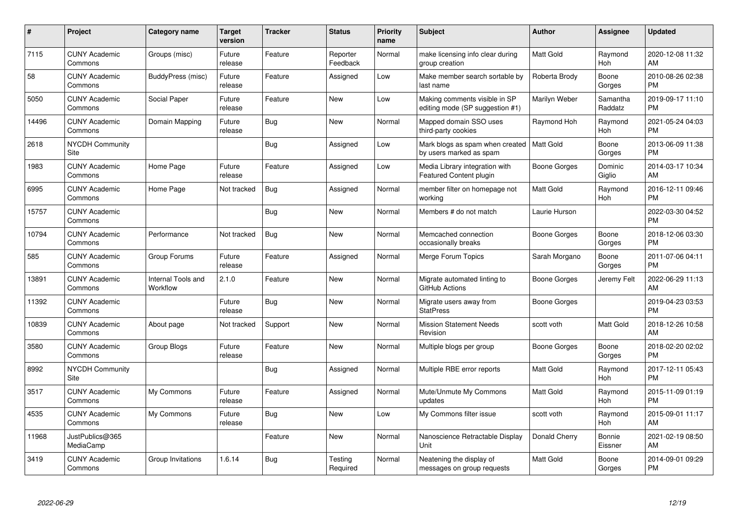| # | Project | Category name | Target version | Tracker | Status | Priority name | Subject | Author | Assignee | Updated |
|---|---|---|---|---|---|---|---|---|---|---|
| 7115 | CUNY Academic Commons | Groups (misc) | Future release | Feature | Reporter Feedback | Normal | make licensing info clear during group creation | Matt Gold | Raymond Hoh | 2020-12-08 11:32 AM |
| 58 | CUNY Academic Commons | BuddyPress (misc) | Future release | Feature | Assigned | Low | Make member search sortable by last name | Roberta Brody | Boone Gorges | 2010-08-26 02:38 PM |
| 5050 | CUNY Academic Commons | Social Paper | Future release | Feature | New | Low | Making comments visible in SP editing mode (SP suggestion #1) | Marilyn Weber | Samantha Raddatz | 2019-09-17 11:10 PM |
| 14496 | CUNY Academic Commons | Domain Mapping | Future release | Bug | New | Normal | Mapped domain SSO uses third-party cookies | Raymond Hoh | Raymond Hoh | 2021-05-24 04:03 PM |
| 2618 | NYCDH Community Site | | | Bug | Assigned | Low | Mark blogs as spam when created by users marked as spam | Matt Gold | Boone Gorges | 2013-06-09 11:38 PM |
| 1983 | CUNY Academic Commons | Home Page | Future release | Feature | Assigned | Low | Media Library integration with Featured Content plugin | Boone Gorges | Dominic Giglio | 2014-03-17 10:34 AM |
| 6995 | CUNY Academic Commons | Home Page | Not tracked | Bug | Assigned | Normal | member filter on homepage not working | Matt Gold | Raymond Hoh | 2016-12-11 09:46 PM |
| 15757 | CUNY Academic Commons | | | Bug | New | Normal | Members # do not match | Laurie Hurson | | 2022-03-30 04:52 PM |
| 10794 | CUNY Academic Commons | Performance | Not tracked | Bug | New | Normal | Memcached connection occasionally breaks | Boone Gorges | Boone Gorges | 2018-12-06 03:30 PM |
| 585 | CUNY Academic Commons | Group Forums | Future release | Feature | Assigned | Normal | Merge Forum Topics | Sarah Morgano | Boone Gorges | 2011-07-06 04:11 PM |
| 13891 | CUNY Academic Commons | Internal Tools and Workflow | 2.1.0 | Feature | New | Normal | Migrate automated linting to GitHub Actions | Boone Gorges | Jeremy Felt | 2022-06-29 11:13 AM |
| 11392 | CUNY Academic Commons | | Future release | Bug | New | Normal | Migrate users away from StatPress | Boone Gorges | | 2019-04-23 03:53 PM |
| 10839 | CUNY Academic Commons | About page | Not tracked | Support | New | Normal | Mission Statement Needs Revision | scott voth | Matt Gold | 2018-12-26 10:58 AM |
| 3580 | CUNY Academic Commons | Group Blogs | Future release | Feature | New | Normal | Multiple blogs per group | Boone Gorges | Boone Gorges | 2018-02-20 02:02 PM |
| 8992 | NYCDH Community Site | | | Bug | Assigned | Normal | Multiple RBE error reports | Matt Gold | Raymond Hoh | 2017-12-11 05:43 PM |
| 3517 | CUNY Academic Commons | My Commons | Future release | Feature | Assigned | Normal | Mute/Unmute My Commons updates | Matt Gold | Raymond Hoh | 2015-11-09 01:19 PM |
| 4535 | CUNY Academic Commons | My Commons | Future release | Bug | New | Low | My Commons filter issue | scott voth | Raymond Hoh | 2015-09-01 11:17 AM |
| 11968 | JustPublics@365 MediaCamp | | | Feature | New | Normal | Nanoscience Retractable Display Unit | Donald Cherry | Bonnie Eissner | 2021-02-19 08:50 AM |
| 3419 | CUNY Academic Commons | Group Invitations | 1.6.14 | Bug | Testing Required | Normal | Neatening the display of messages on group requests | Matt Gold | Boone Gorges | 2014-09-01 09:29 PM |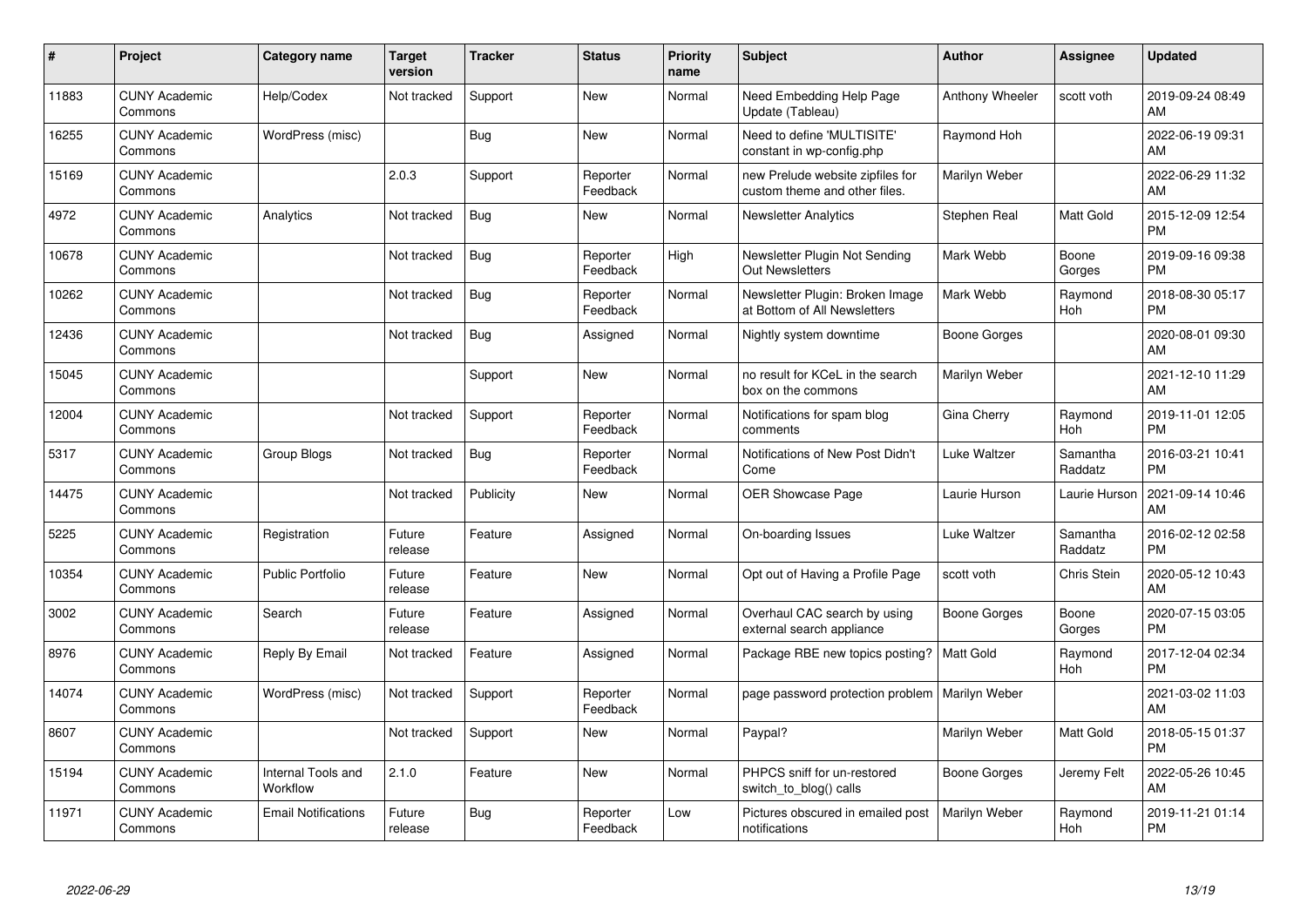| # | Project | Category name | Target version | Tracker | Status | Priority name | Subject | Author | Assignee | Updated |
|---|---|---|---|---|---|---|---|---|---|---|
| 11883 | CUNY Academic Commons | Help/Codex | Not tracked | Support | New | Normal | Need Embedding Help Page Update (Tableau) | Anthony Wheeler | scott voth | 2019-09-24 08:49 AM |
| 16255 | CUNY Academic Commons | WordPress (misc) | | Bug | New | Normal | Need to define 'MULTISITE' constant in wp-config.php | Raymond Hoh | | 2022-06-19 09:31 AM |
| 15169 | CUNY Academic Commons | | 2.0.3 | Support | Reporter Feedback | Normal | new Prelude website zipfiles for custom theme and other files. | Marilyn Weber | | 2022-06-29 11:32 AM |
| 4972 | CUNY Academic Commons | Analytics | Not tracked | Bug | New | Normal | Newsletter Analytics | Stephen Real | Matt Gold | 2015-12-09 12:54 PM |
| 10678 | CUNY Academic Commons | | Not tracked | Bug | Reporter Feedback | High | Newsletter Plugin Not Sending Out Newsletters | Mark Webb | Boone Gorges | 2019-09-16 09:38 PM |
| 10262 | CUNY Academic Commons | | Not tracked | Bug | Reporter Feedback | Normal | Newsletter Plugin: Broken Image at Bottom of All Newsletters | Mark Webb | Raymond Hoh | 2018-08-30 05:17 PM |
| 12436 | CUNY Academic Commons | | Not tracked | Bug | Assigned | Normal | Nightly system downtime | Boone Gorges | | 2020-08-01 09:30 AM |
| 15045 | CUNY Academic Commons | | | Support | New | Normal | no result for KCeL in the search box on the commons | Marilyn Weber | | 2021-12-10 11:29 AM |
| 12004 | CUNY Academic Commons | | Not tracked | Support | Reporter Feedback | Normal | Notifications for spam blog comments | Gina Cherry | Raymond Hoh | 2019-11-01 12:05 PM |
| 5317 | CUNY Academic Commons | Group Blogs | Not tracked | Bug | Reporter Feedback | Normal | Notifications of New Post Didn't Come | Luke Waltzer | Samantha Raddatz | 2016-03-21 10:41 PM |
| 14475 | CUNY Academic Commons | | Not tracked | Publicity | New | Normal | OER Showcase Page | Laurie Hurson | Laurie Hurson | 2021-09-14 10:46 AM |
| 5225 | CUNY Academic Commons | Registration | Future release | Feature | Assigned | Normal | On-boarding Issues | Luke Waltzer | Samantha Raddatz | 2016-02-12 02:58 PM |
| 10354 | CUNY Academic Commons | Public Portfolio | Future release | Feature | New | Normal | Opt out of Having a Profile Page | scott voth | Chris Stein | 2020-05-12 10:43 AM |
| 3002 | CUNY Academic Commons | Search | Future release | Feature | Assigned | Normal | Overhaul CAC search by using external search appliance | Boone Gorges | Boone Gorges | 2020-07-15 03:05 PM |
| 8976 | CUNY Academic Commons | Reply By Email | Not tracked | Feature | Assigned | Normal | Package RBE new topics posting? | Matt Gold | Raymond Hoh | 2017-12-04 02:34 PM |
| 14074 | CUNY Academic Commons | WordPress (misc) | Not tracked | Support | Reporter Feedback | Normal | page password protection problem | Marilyn Weber | | 2021-03-02 11:03 AM |
| 8607 | CUNY Academic Commons | | Not tracked | Support | New | Normal | Paypal? | Marilyn Weber | Matt Gold | 2018-05-15 01:37 PM |
| 15194 | CUNY Academic Commons | Internal Tools and Workflow | 2.1.0 | Feature | New | Normal | PHPCS sniff for un-restored switch_to_blog() calls | Boone Gorges | Jeremy Felt | 2022-05-26 10:45 AM |
| 11971 | CUNY Academic Commons | Email Notifications | Future release | Bug | Reporter Feedback | Low | Pictures obscured in emailed post notifications | Marilyn Weber | Raymond Hoh | 2019-11-21 01:14 PM |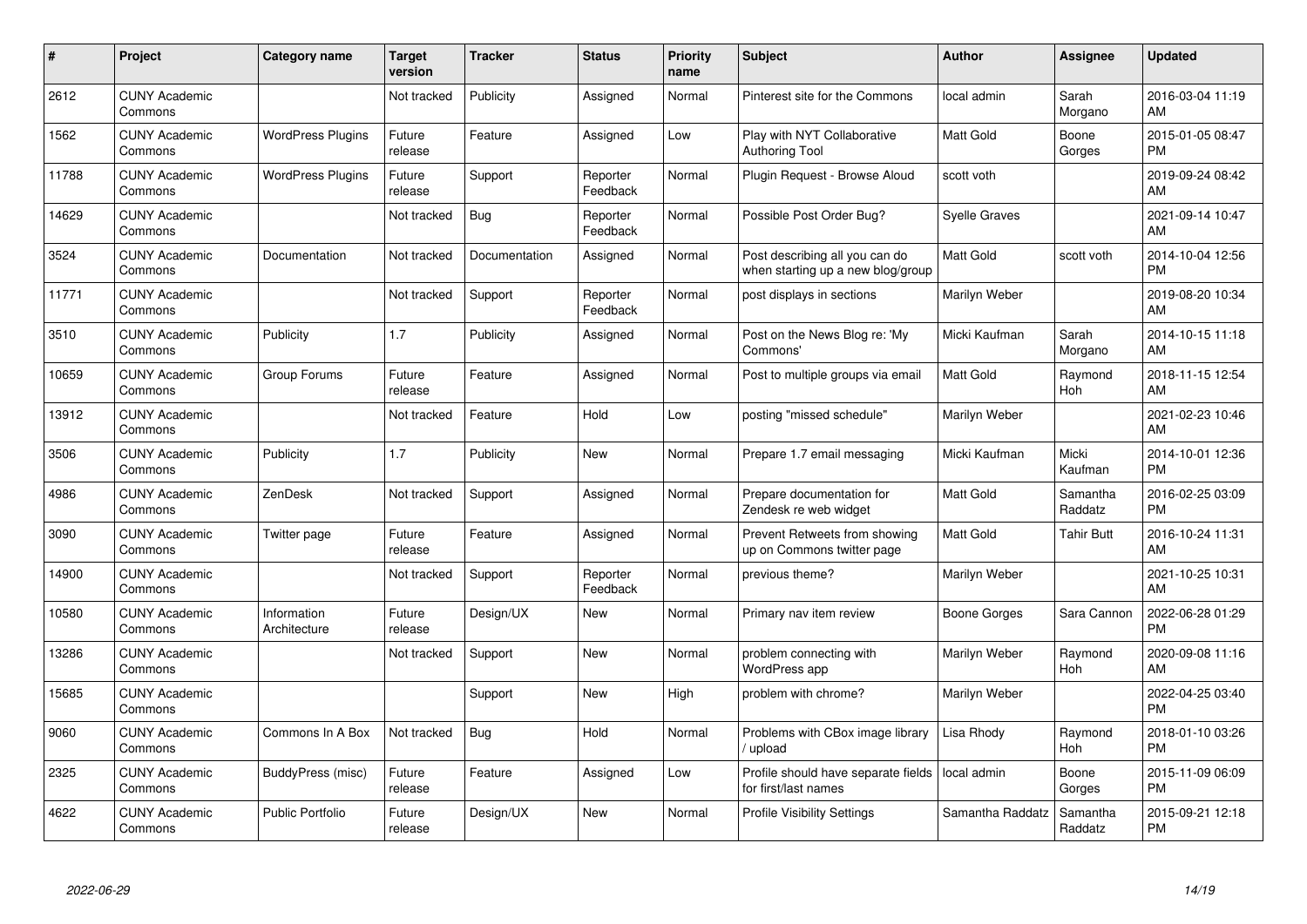| # | Project | Category name | Target version | Tracker | Status | Priority name | Subject | Author | Assignee | Updated |
|---|---|---|---|---|---|---|---|---|---|---|
| 2612 | CUNY Academic Commons | | Not tracked | Publicity | Assigned | Normal | Pinterest site for the Commons | local admin | Sarah Morgano | 2016-03-04 11:19 AM |
| 1562 | CUNY Academic Commons | WordPress Plugins | Future release | Feature | Assigned | Low | Play with NYT Collaborative Authoring Tool | Matt Gold | Boone Gorges | 2015-01-05 08:47 PM |
| 11788 | CUNY Academic Commons | WordPress Plugins | Future release | Support | Reporter Feedback | Normal | Plugin Request - Browse Aloud | scott voth | | 2019-09-24 08:42 AM |
| 14629 | CUNY Academic Commons | | Not tracked | Bug | Reporter Feedback | Normal | Possible Post Order Bug? | Syelle Graves | | 2021-09-14 10:47 AM |
| 3524 | CUNY Academic Commons | Documentation | Not tracked | Documentation | Assigned | Normal | Post describing all you can do when starting up a new blog/group | Matt Gold | scott voth | 2014-10-04 12:56 PM |
| 11771 | CUNY Academic Commons | | Not tracked | Support | Reporter Feedback | Normal | post displays in sections | Marilyn Weber | | 2019-08-20 10:34 AM |
| 3510 | CUNY Academic Commons | Publicity | 1.7 | Publicity | Assigned | Normal | Post on the News Blog re: 'My Commons' | Micki Kaufman | Sarah Morgano | 2014-10-15 11:18 AM |
| 10659 | CUNY Academic Commons | Group Forums | Future release | Feature | Assigned | Normal | Post to multiple groups via email | Matt Gold | Raymond Hoh | 2018-11-15 12:54 AM |
| 13912 | CUNY Academic Commons | | Not tracked | Feature | Hold | Low | posting "missed schedule" | Marilyn Weber | | 2021-02-23 10:46 AM |
| 3506 | CUNY Academic Commons | Publicity | 1.7 | Publicity | New | Normal | Prepare 1.7 email messaging | Micki Kaufman | Micki Kaufman | 2014-10-01 12:36 PM |
| 4986 | CUNY Academic Commons | ZenDesk | Not tracked | Support | Assigned | Normal | Prepare documentation for Zendesk re web widget | Matt Gold | Samantha Raddatz | 2016-02-25 03:09 PM |
| 3090 | CUNY Academic Commons | Twitter page | Future release | Feature | Assigned | Normal | Prevent Retweets from showing up on Commons twitter page | Matt Gold | Tahir Butt | 2016-10-24 11:31 AM |
| 14900 | CUNY Academic Commons | | Not tracked | Support | Reporter Feedback | Normal | previous theme? | Marilyn Weber | | 2021-10-25 10:31 AM |
| 10580 | CUNY Academic Commons | Information Architecture | Future release | Design/UX | New | Normal | Primary nav item review | Boone Gorges | Sara Cannon | 2022-06-28 01:29 PM |
| 13286 | CUNY Academic Commons | | Not tracked | Support | New | Normal | problem connecting with WordPress app | Marilyn Weber | Raymond Hoh | 2020-09-08 11:16 AM |
| 15685 | CUNY Academic Commons | | | Support | New | High | problem with chrome? | Marilyn Weber | | 2022-04-25 03:40 PM |
| 9060 | CUNY Academic Commons | Commons In A Box | Not tracked | Bug | Hold | Normal | Problems with CBox image library / upload | Lisa Rhody | Raymond Hoh | 2018-01-10 03:26 PM |
| 2325 | CUNY Academic Commons | BuddyPress (misc) | Future release | Feature | Assigned | Low | Profile should have separate fields for first/last names | local admin | Boone Gorges | 2015-11-09 06:09 PM |
| 4622 | CUNY Academic Commons | Public Portfolio | Future release | Design/UX | New | Normal | Profile Visibility Settings | Samantha Raddatz | Samantha Raddatz | 2015-09-21 12:18 PM |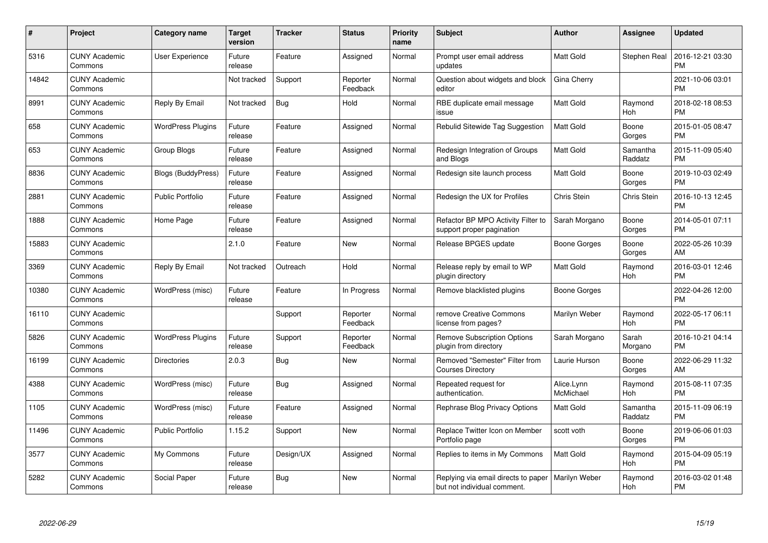| # | Project | Category name | Target version | Tracker | Status | Priority name | Subject | Author | Assignee | Updated |
|---|---|---|---|---|---|---|---|---|---|---|
| 5316 | CUNY Academic Commons | User Experience | Future release | Feature | Assigned | Normal | Prompt user email address updates | Matt Gold | Stephen Real | 2016-12-21 03:30 PM |
| 14842 | CUNY Academic Commons | | Not tracked | Support | Reporter Feedback | Normal | Question about widgets and block editor | Gina Cherry | | 2021-10-06 03:01 PM |
| 8991 | CUNY Academic Commons | Reply By Email | Not tracked | Bug | Hold | Normal | RBE duplicate email message issue | Matt Gold | Raymond Hoh | 2018-02-18 08:53 PM |
| 658 | CUNY Academic Commons | WordPress Plugins | Future release | Feature | Assigned | Normal | Rebulid Sitewide Tag Suggestion | Matt Gold | Boone Gorges | 2015-01-05 08:47 PM |
| 653 | CUNY Academic Commons | Group Blogs | Future release | Feature | Assigned | Normal | Redesign Integration of Groups and Blogs | Matt Gold | Samantha Raddatz | 2015-11-09 05:40 PM |
| 8836 | CUNY Academic Commons | Blogs (BuddyPress) | Future release | Feature | Assigned | Normal | Redesign site launch process | Matt Gold | Boone Gorges | 2019-10-03 02:49 PM |
| 2881 | CUNY Academic Commons | Public Portfolio | Future release | Feature | Assigned | Normal | Redesign the UX for Profiles | Chris Stein | Chris Stein | 2016-10-13 12:45 PM |
| 1888 | CUNY Academic Commons | Home Page | Future release | Feature | Assigned | Normal | Refactor BP MPO Activity Filter to support proper pagination | Sarah Morgano | Boone Gorges | 2014-05-01 07:11 PM |
| 15883 | CUNY Academic Commons | | 2.1.0 | Feature | New | Normal | Release BPGES update | Boone Gorges | Boone Gorges | 2022-05-26 10:39 AM |
| 3369 | CUNY Academic Commons | Reply By Email | Not tracked | Outreach | Hold | Normal | Release reply by email to WP plugin directory | Matt Gold | Raymond Hoh | 2016-03-01 12:46 PM |
| 10380 | CUNY Academic Commons | WordPress (misc) | Future release | Feature | In Progress | Normal | Remove blacklisted plugins | Boone Gorges | | 2022-04-26 12:00 PM |
| 16110 | CUNY Academic Commons | | | Support | Reporter Feedback | Normal | remove Creative Commons license from pages? | Marilyn Weber | Raymond Hoh | 2022-05-17 06:11 PM |
| 5826 | CUNY Academic Commons | WordPress Plugins | Future release | Support | Reporter Feedback | Normal | Remove Subscription Options plugin from directory | Sarah Morgano | Sarah Morgano | 2016-10-21 04:14 PM |
| 16199 | CUNY Academic Commons | Directories | 2.0.3 | Bug | New | Normal | Removed "Semester" Filter from Courses Directory | Laurie Hurson | Boone Gorges | 2022-06-29 11:32 AM |
| 4388 | CUNY Academic Commons | WordPress (misc) | Future release | Bug | Assigned | Normal | Repeated request for authentication. | Alice.Lynn McMichael | Raymond Hoh | 2015-08-11 07:35 PM |
| 1105 | CUNY Academic Commons | WordPress (misc) | Future release | Feature | Assigned | Normal | Rephrase Blog Privacy Options | Matt Gold | Samantha Raddatz | 2015-11-09 06:19 PM |
| 11496 | CUNY Academic Commons | Public Portfolio | 1.15.2 | Support | New | Normal | Replace Twitter Icon on Member Portfolio page | scott voth | Boone Gorges | 2019-06-06 01:03 PM |
| 3577 | CUNY Academic Commons | My Commons | Future release | Design/UX | Assigned | Normal | Replies to items in My Commons | Matt Gold | Raymond Hoh | 2015-04-09 05:19 PM |
| 5282 | CUNY Academic Commons | Social Paper | Future release | Bug | New | Normal | Replying via email directs to paper but not individual comment. | Marilyn Weber | Raymond Hoh | 2016-03-02 01:48 PM |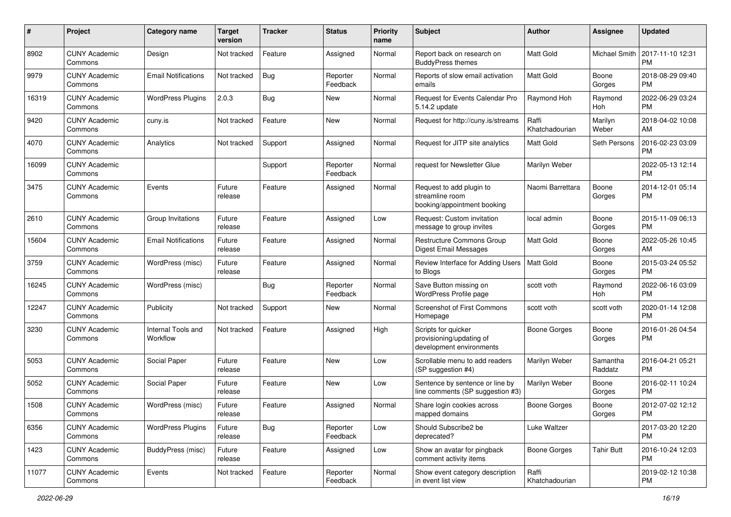| # | Project | Category name | Target version | Tracker | Status | Priority name | Subject | Author | Assignee | Updated |
|---|---|---|---|---|---|---|---|---|---|---|
| 8902 | CUNY Academic Commons | Design | Not tracked | Feature | Assigned | Normal | Report back on research on BuddyPress themes | Matt Gold | Michael Smith | 2017-11-10 12:31 PM |
| 9979 | CUNY Academic Commons | Email Notifications | Not tracked | Bug | Reporter Feedback | Normal | Reports of slow email activation emails | Matt Gold | Boone Gorges | 2018-08-29 09:40 PM |
| 16319 | CUNY Academic Commons | WordPress Plugins | 2.0.3 | Bug | New | Normal | Request for Events Calendar Pro 5.14.2 update | Raymond Hoh | Raymond Hoh | 2022-06-29 03:24 PM |
| 9420 | CUNY Academic Commons | cuny.is | Not tracked | Feature | New | Normal | Request for http://cuny.is/streams | Raffi Khatchadourian | Marilyn Weber | 2018-04-02 10:08 AM |
| 4070 | CUNY Academic Commons | Analytics | Not tracked | Support | Assigned | Normal | Request for JITP site analytics | Matt Gold | Seth Persons | 2016-02-23 03:09 PM |
| 16099 | CUNY Academic Commons | | | Support | Reporter Feedback | Normal | request for Newsletter Glue | Marilyn Weber | | 2022-05-13 12:14 PM |
| 3475 | CUNY Academic Commons | Events | Future release | Feature | Assigned | Normal | Request to add plugin to streamline room booking/appointment booking | Naomi Barrettara | Boone Gorges | 2014-12-01 05:14 PM |
| 2610 | CUNY Academic Commons | Group Invitations | Future release | Feature | Assigned | Low | Request: Custom invitation message to group invites | local admin | Boone Gorges | 2015-11-09 06:13 PM |
| 15604 | CUNY Academic Commons | Email Notifications | Future release | Feature | Assigned | Normal | Restructure Commons Group Digest Email Messages | Matt Gold | Boone Gorges | 2022-05-26 10:45 AM |
| 3759 | CUNY Academic Commons | WordPress (misc) | Future release | Feature | Assigned | Normal | Review Interface for Adding Users to Blogs | Matt Gold | Boone Gorges | 2015-03-24 05:52 PM |
| 16245 | CUNY Academic Commons | WordPress (misc) | | Bug | Reporter Feedback | Normal | Save Button missing on WordPress Profile page | scott voth | Raymond Hoh | 2022-06-16 03:09 PM |
| 12247 | CUNY Academic Commons | Publicity | Not tracked | Support | New | Normal | Screenshot of First Commons Homepage | scott voth | scott voth | 2020-01-14 12:08 PM |
| 3230 | CUNY Academic Commons | Internal Tools and Workflow | Not tracked | Feature | Assigned | High | Scripts for quicker provisioning/updating of development environments | Boone Gorges | Boone Gorges | 2016-01-26 04:54 PM |
| 5053 | CUNY Academic Commons | Social Paper | Future release | Feature | New | Low | Scrollable menu to add readers (SP suggestion #4) | Marilyn Weber | Samantha Raddatz | 2016-04-21 05:21 PM |
| 5052 | CUNY Academic Commons | Social Paper | Future release | Feature | New | Low | Sentence by sentence or line by line comments (SP suggestion #3) | Marilyn Weber | Boone Gorges | 2016-02-11 10:24 PM |
| 1508 | CUNY Academic Commons | WordPress (misc) | Future release | Feature | Assigned | Normal | Share login cookies across mapped domains | Boone Gorges | Boone Gorges | 2012-07-02 12:12 PM |
| 6356 | CUNY Academic Commons | WordPress Plugins | Future release | Bug | Reporter Feedback | Low | Should Subscribe2 be deprecated? | Luke Waltzer | | 2017-03-20 12:20 PM |
| 1423 | CUNY Academic Commons | BuddyPress (misc) | Future release | Feature | Assigned | Low | Show an avatar for pingback comment activity items | Boone Gorges | Tahir Butt | 2016-10-24 12:03 PM |
| 11077 | CUNY Academic Commons | Events | Not tracked | Feature | Reporter Feedback | Normal | Show event category description in event list view | Raffi Khatchadourian | | 2019-02-12 10:38 PM |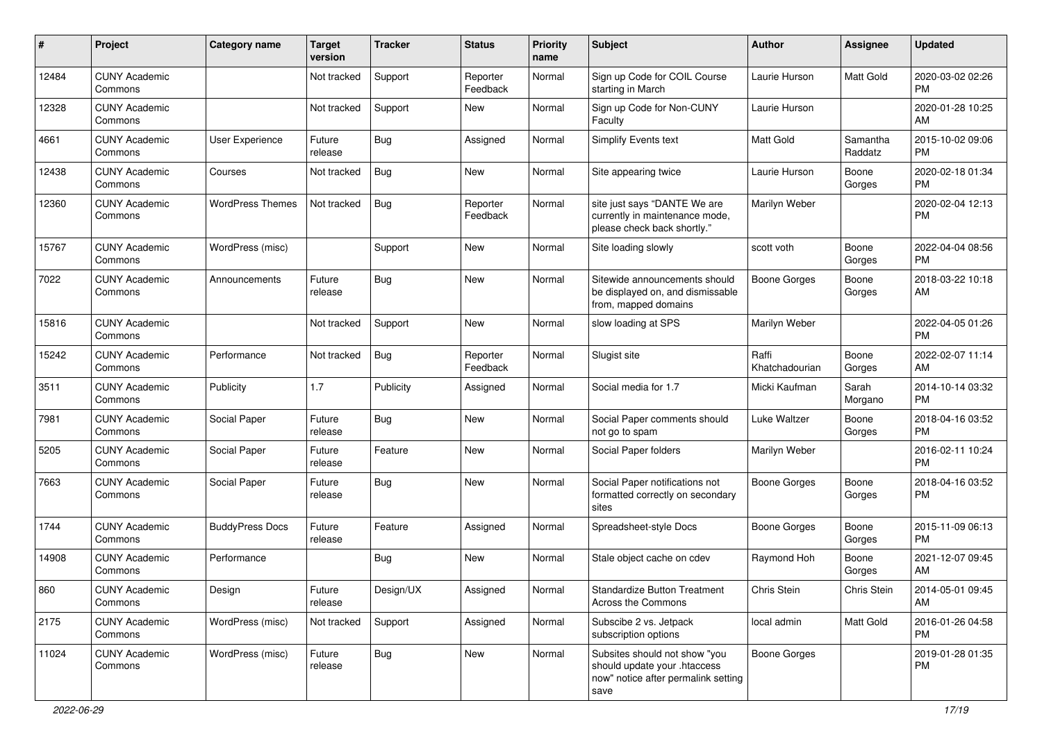| # | Project | Category name | Target version | Tracker | Status | Priority name | Subject | Author | Assignee | Updated |
|---|---|---|---|---|---|---|---|---|---|---|
| 12484 | CUNY Academic Commons | | Not tracked | Support | Reporter Feedback | Normal | Sign up Code for COIL Course starting in March | Laurie Hurson | Matt Gold | 2020-03-02 02:26 PM |
| 12328 | CUNY Academic Commons | | Not tracked | Support | New | Normal | Sign up Code for Non-CUNY Faculty | Laurie Hurson | | 2020-01-28 10:25 AM |
| 4661 | CUNY Academic Commons | User Experience | Future release | Bug | Assigned | Normal | Simplify Events text | Matt Gold | Samantha Raddatz | 2015-10-02 09:06 PM |
| 12438 | CUNY Academic Commons | Courses | Not tracked | Bug | New | Normal | Site appearing twice | Laurie Hurson | Boone Gorges | 2020-02-18 01:34 PM |
| 12360 | CUNY Academic Commons | WordPress Themes | Not tracked | Bug | Reporter Feedback | Normal | site just says "DANTE We are currently in maintenance mode, please check back shortly." | Marilyn Weber | | 2020-02-04 12:13 PM |
| 15767 | CUNY Academic Commons | WordPress (misc) | | Support | New | Normal | Site loading slowly | scott voth | Boone Gorges | 2022-04-04 08:56 PM |
| 7022 | CUNY Academic Commons | Announcements | Future release | Bug | New | Normal | Sitewide announcements should be displayed on, and dismissable from, mapped domains | Boone Gorges | Boone Gorges | 2018-03-22 10:18 AM |
| 15816 | CUNY Academic Commons | | Not tracked | Support | New | Normal | slow loading at SPS | Marilyn Weber | | 2022-04-05 01:26 PM |
| 15242 | CUNY Academic Commons | Performance | Not tracked | Bug | Reporter Feedback | Normal | Slugist site | Raffi Khatchadourian | Boone Gorges | 2022-02-07 11:14 AM |
| 3511 | CUNY Academic Commons | Publicity | 1.7 | Publicity | Assigned | Normal | Social media for 1.7 | Micki Kaufman | Sarah Morgano | 2014-10-14 03:32 PM |
| 7981 | CUNY Academic Commons | Social Paper | Future release | Bug | New | Normal | Social Paper comments should not go to spam | Luke Waltzer | Boone Gorges | 2018-04-16 03:52 PM |
| 5205 | CUNY Academic Commons | Social Paper | Future release | Feature | New | Normal | Social Paper folders | Marilyn Weber | | 2016-02-11 10:24 PM |
| 7663 | CUNY Academic Commons | Social Paper | Future release | Bug | New | Normal | Social Paper notifications not formatted correctly on secondary sites | Boone Gorges | Boone Gorges | 2018-04-16 03:52 PM |
| 1744 | CUNY Academic Commons | BuddyPress Docs | Future release | Feature | Assigned | Normal | Spreadsheet-style Docs | Boone Gorges | Boone Gorges | 2015-11-09 06:13 PM |
| 14908 | CUNY Academic Commons | Performance | | Bug | New | Normal | Stale object cache on cdev | Raymond Hoh | Boone Gorges | 2021-12-07 09:45 AM |
| 860 | CUNY Academic Commons | Design | Future release | Design/UX | Assigned | Normal | Standardize Button Treatment Across the Commons | Chris Stein | Chris Stein | 2014-05-01 09:45 AM |
| 2175 | CUNY Academic Commons | WordPress (misc) | Not tracked | Support | Assigned | Normal | Subscibe 2 vs. Jetpack subscription options | local admin | Matt Gold | 2016-01-26 04:58 PM |
| 11024 | CUNY Academic Commons | WordPress (misc) | Future release | Bug | New | Normal | Subsites should not show "you should update your .htaccess now" notice after permalink setting save | Boone Gorges | | 2019-01-28 01:35 PM |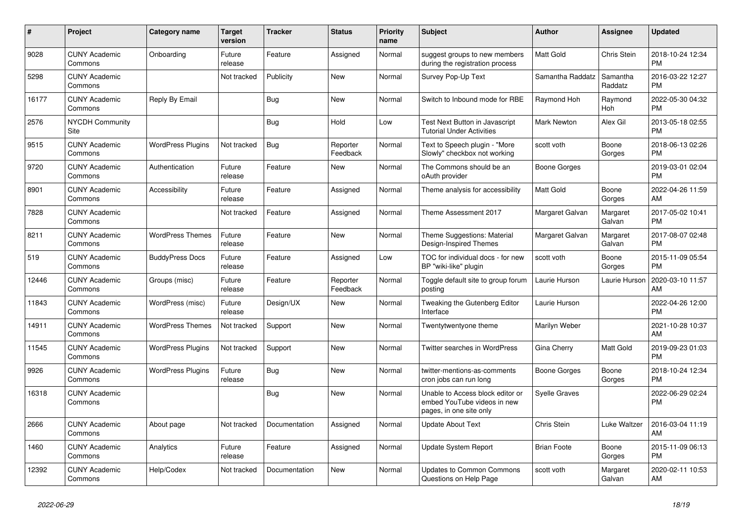| # | Project | Category name | Target version | Tracker | Status | Priority name | Subject | Author | Assignee | Updated |
|---|---|---|---|---|---|---|---|---|---|---|
| 9028 | CUNY Academic Commons | Onboarding | Future release | Feature | Assigned | Normal | suggest groups to new members during the registration process | Matt Gold | Chris Stein | 2018-10-24 12:34 PM |
| 5298 | CUNY Academic Commons | | Not tracked | Publicity | New | Normal | Survey Pop-Up Text | Samantha Raddatz | Samantha Raddatz | 2016-03-22 12:27 PM |
| 16177 | CUNY Academic Commons | Reply By Email | | Bug | New | Normal | Switch to Inbound mode for RBE | Raymond Hoh | Raymond Hoh | 2022-05-30 04:32 PM |
| 2576 | NYCDH Community Site | | | Bug | Hold | Low | Test Next Button in Javascript Tutorial Under Activities | Mark Newton | Alex Gil | 2013-05-18 02:55 PM |
| 9515 | CUNY Academic Commons | WordPress Plugins | Not tracked | Bug | Reporter Feedback | Normal | Text to Speech plugin - "More Slowly" checkbox not working | scott voth | Boone Gorges | 2018-06-13 02:26 PM |
| 9720 | CUNY Academic Commons | Authentication | Future release | Feature | New | Normal | The Commons should be an oAuth provider | Boone Gorges | | 2019-03-01 02:04 PM |
| 8901 | CUNY Academic Commons | Accessibility | Future release | Feature | Assigned | Normal | Theme analysis for accessibility | Matt Gold | Boone Gorges | 2022-04-26 11:59 AM |
| 7828 | CUNY Academic Commons | | Not tracked | Feature | Assigned | Normal | Theme Assessment 2017 | Margaret Galvan | Margaret Galvan | 2017-05-02 10:41 PM |
| 8211 | CUNY Academic Commons | WordPress Themes | Future release | Feature | New | Normal | Theme Suggestions: Material Design-Inspired Themes | Margaret Galvan | Margaret Galvan | 2017-08-07 02:48 PM |
| 519 | CUNY Academic Commons | BuddyPress Docs | Future release | Feature | Assigned | Low | TOC for individual docs - for new BP "wiki-like" plugin | scott voth | Boone Gorges | 2015-11-09 05:54 PM |
| 12446 | CUNY Academic Commons | Groups (misc) | Future release | Feature | Reporter Feedback | Normal | Toggle default site to group forum posting | Laurie Hurson | Laurie Hurson | 2020-03-10 11:57 AM |
| 11843 | CUNY Academic Commons | WordPress (misc) | Future release | Design/UX | New | Normal | Tweaking the Gutenberg Editor Interface | Laurie Hurson | | 2022-04-26 12:00 PM |
| 14911 | CUNY Academic Commons | WordPress Themes | Not tracked | Support | New | Normal | Twentytwentyone theme | Marilyn Weber | | 2021-10-28 10:37 AM |
| 11545 | CUNY Academic Commons | WordPress Plugins | Not tracked | Support | New | Normal | Twitter searches in WordPress | Gina Cherry | Matt Gold | 2019-09-23 01:03 PM |
| 9926 | CUNY Academic Commons | WordPress Plugins | Future release | Bug | New | Normal | twitter-mentions-as-comments cron jobs can run long | Boone Gorges | Boone Gorges | 2018-10-24 12:34 PM |
| 16318 | CUNY Academic Commons | | | Bug | New | Normal | Unable to Access block editor or embed YouTube videos in new pages, in one site only | Syelle Graves | | 2022-06-29 02:24 PM |
| 2666 | CUNY Academic Commons | About page | Not tracked | Documentation | Assigned | Normal | Update About Text | Chris Stein | Luke Waltzer | 2016-03-04 11:19 AM |
| 1460 | CUNY Academic Commons | Analytics | Future release | Feature | Assigned | Normal | Update System Report | Brian Foote | Boone Gorges | 2015-11-09 06:13 PM |
| 12392 | CUNY Academic Commons | Help/Codex | Not tracked | Documentation | New | Normal | Updates to Common Commons Questions on Help Page | scott voth | Margaret Galvan | 2020-02-11 10:53 AM |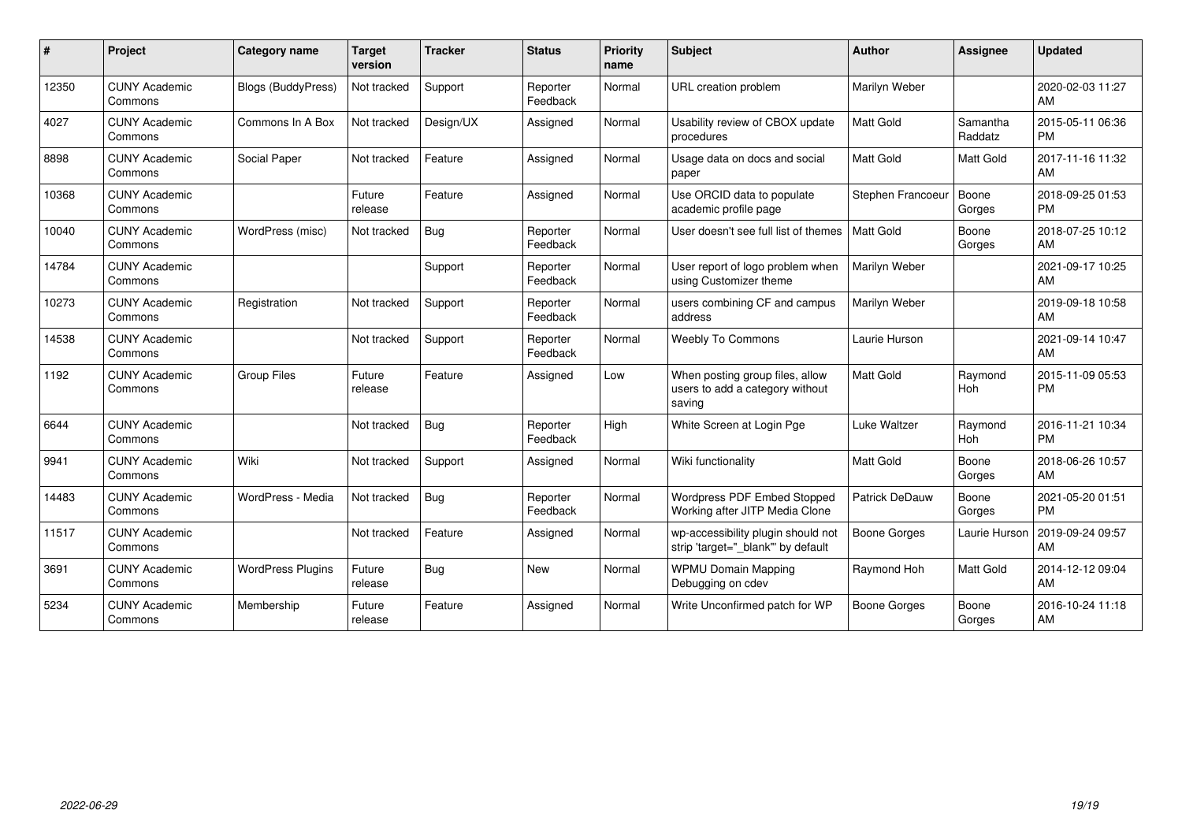| # | Project | Category name | Target version | Tracker | Status | Priority name | Subject | Author | Assignee | Updated |
|---|---|---|---|---|---|---|---|---|---|---|
| 12350 | CUNY Academic Commons | Blogs (BuddyPress) | Not tracked | Support | Reporter Feedback | Normal | URL creation problem | Marilyn Weber | | 2020-02-03 11:27 AM |
| 4027 | CUNY Academic Commons | Commons In A Box | Not tracked | Design/UX | Assigned | Normal | Usability review of CBOX update procedures | Matt Gold | Samantha Raddatz | 2015-05-11 06:36 PM |
| 8898 | CUNY Academic Commons | Social Paper | Not tracked | Feature | Assigned | Normal | Usage data on docs and social paper | Matt Gold | Matt Gold | 2017-11-16 11:32 AM |
| 10368 | CUNY Academic Commons | | Future release | Feature | Assigned | Normal | Use ORCID data to populate academic profile page | Stephen Francoeur | Boone Gorges | 2018-09-25 01:53 PM |
| 10040 | CUNY Academic Commons | WordPress (misc) | Not tracked | Bug | Reporter Feedback | Normal | User doesn't see full list of themes | Matt Gold | Boone Gorges | 2018-07-25 10:12 AM |
| 14784 | CUNY Academic Commons | | | Support | Reporter Feedback | Normal | User report of logo problem when using Customizer theme | Marilyn Weber | | 2021-09-17 10:25 AM |
| 10273 | CUNY Academic Commons | Registration | Not tracked | Support | Reporter Feedback | Normal | users combining CF and campus address | Marilyn Weber | | 2019-09-18 10:58 AM |
| 14538 | CUNY Academic Commons | | Not tracked | Support | Reporter Feedback | Normal | Weebly To Commons | Laurie Hurson | | 2021-09-14 10:47 AM |
| 1192 | CUNY Academic Commons | Group Files | Future release | Feature | Assigned | Low | When posting group files, allow users to add a category without saving | Matt Gold | Raymond Hoh | 2015-11-09 05:53 PM |
| 6644 | CUNY Academic Commons | | Not tracked | Bug | Reporter Feedback | High | White Screen at Login Pge | Luke Waltzer | Raymond Hoh | 2016-11-21 10:34 PM |
| 9941 | CUNY Academic Commons | Wiki | Not tracked | Support | Assigned | Normal | Wiki functionality | Matt Gold | Boone Gorges | 2018-06-26 10:57 AM |
| 14483 | CUNY Academic Commons | WordPress - Media | Not tracked | Bug | Reporter Feedback | Normal | Wordpress PDF Embed Stopped Working after JITP Media Clone | Patrick DeDauw | Boone Gorges | 2021-05-20 01:51 PM |
| 11517 | CUNY Academic Commons | | Not tracked | Feature | Assigned | Normal | wp-accessibility plugin should not strip 'target="_blank"' by default | Boone Gorges | Laurie Hurson | 2019-09-24 09:57 AM |
| 3691 | CUNY Academic Commons | WordPress Plugins | Future release | Bug | New | Normal | WPMU Domain Mapping Debugging on cdev | Raymond Hoh | Matt Gold | 2014-12-12 09:04 AM |
| 5234 | CUNY Academic Commons | Membership | Future release | Feature | Assigned | Normal | Write Unconfirmed patch for WP | Boone Gorges | Boone Gorges | 2016-10-24 11:18 AM |